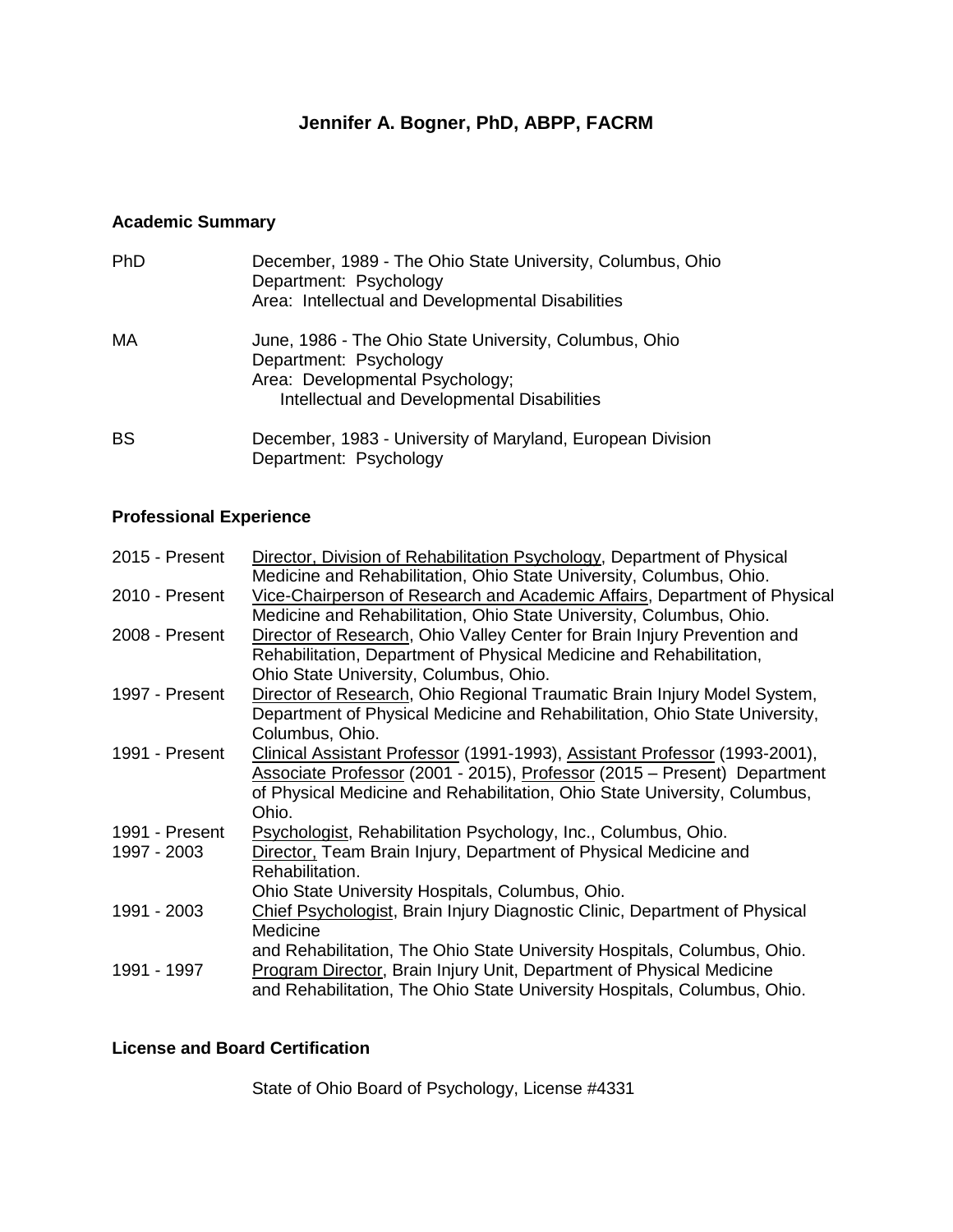# Jennifer A. Bogner, PhD, ABPP, FACRM

## Academic Summary

PhD — December, 1989 - The Ohio State University, Columbus, Ohio
Department: Psychology
Area: Intellectual and Developmental Disabilities

MA — June, 1986 - The Ohio State University, Columbus, Ohio
Department: Psychology
Area: Developmental Psychology;
Intellectual and Developmental Disabilities

BS — December, 1983 - University of Maryland, European Division
Department: Psychology

## Professional Experience

2015 - Present — Director, Division of Rehabilitation Psychology, Department of Physical Medicine and Rehabilitation, Ohio State University, Columbus, Ohio.

2010 - Present — Vice-Chairperson of Research and Academic Affairs, Department of Physical Medicine and Rehabilitation, Ohio State University, Columbus, Ohio.

2008 - Present — Director of Research, Ohio Valley Center for Brain Injury Prevention and Rehabilitation, Department of Physical Medicine and Rehabilitation, Ohio State University, Columbus, Ohio.

1997 - Present — Director of Research, Ohio Regional Traumatic Brain Injury Model System, Department of Physical Medicine and Rehabilitation, Ohio State University, Columbus, Ohio.

1991 - Present — Clinical Assistant Professor (1991-1993), Assistant Professor (1993-2001), Associate Professor (2001 - 2015), Professor (2015 – Present) Department of Physical Medicine and Rehabilitation, Ohio State University, Columbus, Ohio.

1991 - Present — Psychologist, Rehabilitation Psychology, Inc., Columbus, Ohio.

1997 - 2003 — Director, Team Brain Injury, Department of Physical Medicine and Rehabilitation.
Ohio State University Hospitals, Columbus, Ohio.

1991 - 2003 — Chief Psychologist, Brain Injury Diagnostic Clinic, Department of Physical Medicine
and Rehabilitation, The Ohio State University Hospitals, Columbus, Ohio.

1991 - 1997 — Program Director, Brain Injury Unit, Department of Physical Medicine and Rehabilitation, The Ohio State University Hospitals, Columbus, Ohio.

## License and Board Certification

State of Ohio Board of Psychology, License #4331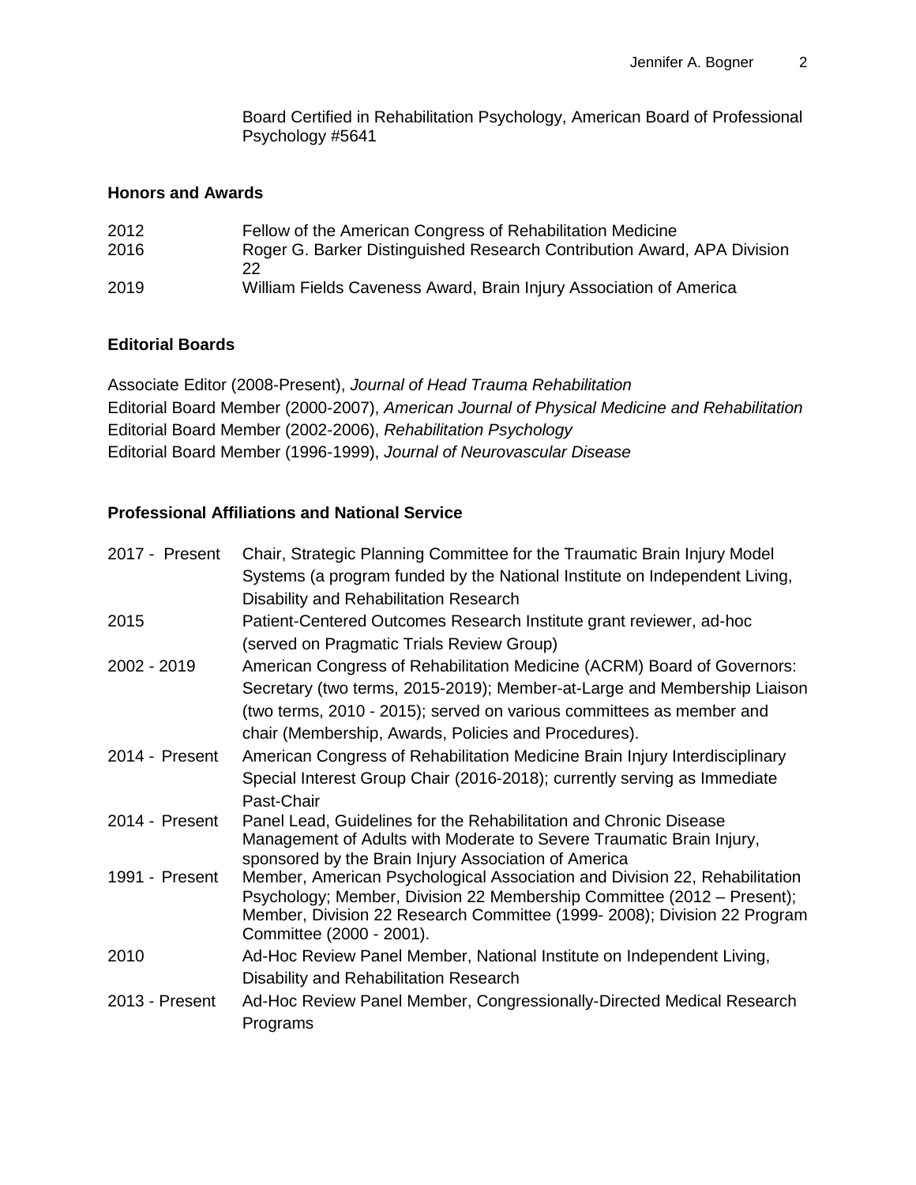Board Certified in Rehabilitation Psychology, American Board of Professional Psychology #5641

**Honors and Awards**

| | |
|---|---|
| 2012 | Fellow of the American Congress of Rehabilitation Medicine |
| 2016 | Roger G. Barker Distinguished Research Contribution Award, APA Division 22 |
| 2019 | William Fields Caveness Award, Brain Injury Association of America |

**Editorial Boards**

Associate Editor (2008-Present), *Journal of Head Trauma Rehabilitation*
Editorial Board Member (2000-2007), *American Journal of Physical Medicine and Rehabilitation*
Editorial Board Member (2002-2006), *Rehabilitation Psychology*
Editorial Board Member (1996-1999), *Journal of Neurovascular Disease*

**Professional Affiliations and National Service**

| | |
|---|---|
| 2017 - Present | Chair, Strategic Planning Committee for the Traumatic Brain Injury Model Systems (a program funded by the National Institute on Independent Living, Disability and Rehabilitation Research |
| 2015 | Patient-Centered Outcomes Research Institute grant reviewer, ad-hoc (served on Pragmatic Trials Review Group) |
| 2002 - 2019 | American Congress of Rehabilitation Medicine (ACRM) Board of Governors: Secretary (two terms, 2015-2019); Member-at-Large and Membership Liaison (two terms, 2010 - 2015); served on various committees as member and chair (Membership, Awards, Policies and Procedures). |
| 2014 - Present | American Congress of Rehabilitation Medicine Brain Injury Interdisciplinary Special Interest Group Chair (2016-2018); currently serving as Immediate Past-Chair |
| 2014 - Present | Panel Lead, Guidelines for the Rehabilitation and Chronic Disease Management of Adults with Moderate to Severe Traumatic Brain Injury, sponsored by the Brain Injury Association of America |
| 1991 - Present | Member, American Psychological Association and Division 22, Rehabilitation Psychology; Member, Division 22 Membership Committee (2012 – Present); Member, Division 22 Research Committee (1999- 2008); Division 22 Program Committee (2000 - 2001). |
| 2010 | Ad-Hoc Review Panel Member, National Institute on Independent Living, Disability and Rehabilitation Research |
| 2013 - Present | Ad-Hoc Review Panel Member, Congressionally-Directed Medical Research Programs |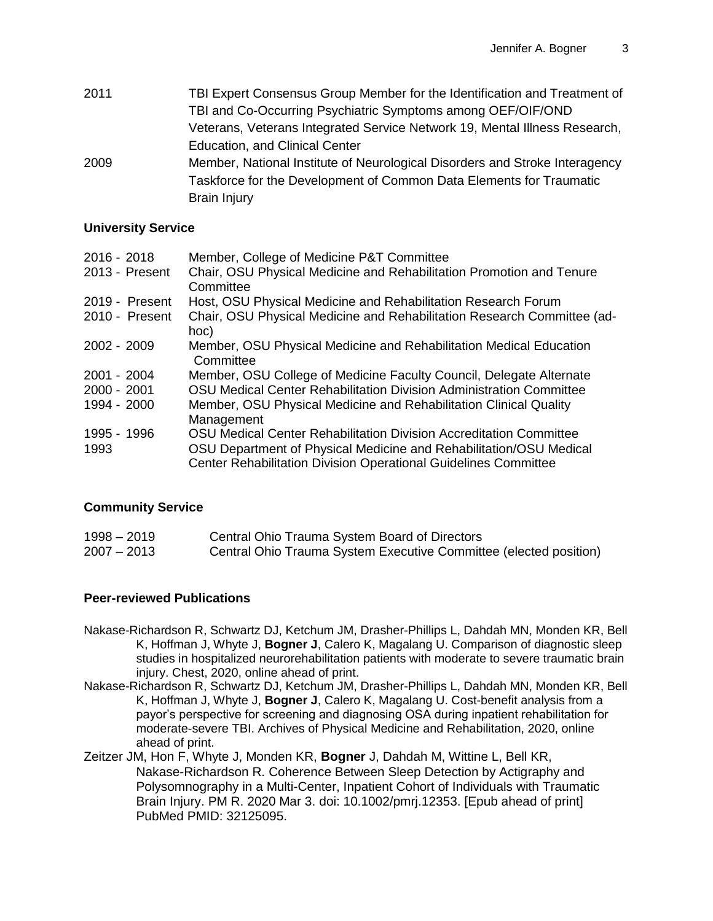2011 TBI Expert Consensus Group Member for the Identification and Treatment of TBI and Co-Occurring Psychiatric Symptoms among OEF/OIF/OND Veterans, Veterans Integrated Service Network 19, Mental Illness Research, Education, and Clinical Center

2009 Member, National Institute of Neurological Disorders and Stroke Interagency Taskforce for the Development of Common Data Elements for Traumatic Brain Injury

**University Service**

| | |
|---|---|
| 2016 - 2018 | Member, College of Medicine P&T Committee |
| 2013 - Present | Chair, OSU Physical Medicine and Rehabilitation Promotion and Tenure Committee |
| 2019 - Present | Host, OSU Physical Medicine and Rehabilitation Research Forum |
| 2010 - Present | Chair, OSU Physical Medicine and Rehabilitation Research Committee (ad-hoc) |
| 2002 - 2009 | Member, OSU Physical Medicine and Rehabilitation Medical Education Committee |
| 2001 - 2004 | Member, OSU College of Medicine Faculty Council, Delegate Alternate |
| 2000 - 2001 | OSU Medical Center Rehabilitation Division Administration Committee |
| 1994 - 2000 | Member, OSU Physical Medicine and Rehabilitation Clinical Quality Management |
| 1995 - 1996 | OSU Medical Center Rehabilitation Division Accreditation Committee |
| 1993 | OSU Department of Physical Medicine and Rehabilitation/OSU Medical Center Rehabilitation Division Operational Guidelines Committee |

**Community Service**

| | |
|---|---|
| 1998 – 2019 | Central Ohio Trauma System Board of Directors |
| 2007 – 2013 | Central Ohio Trauma System Executive Committee (elected position) |

**Peer-reviewed Publications**

Nakase-Richardson R, Schwartz DJ, Ketchum JM, Drasher-Phillips L, Dahdah MN, Monden KR, Bell K, Hoffman J, Whyte J, **Bogner J**, Calero K, Magalang U. Comparison of diagnostic sleep studies in hospitalized neurorehabilitation patients with moderate to severe traumatic brain injury. Chest, 2020, online ahead of print.

Nakase-Richardson R, Schwartz DJ, Ketchum JM, Drasher-Phillips L, Dahdah MN, Monden KR, Bell K, Hoffman J, Whyte J, **Bogner J**, Calero K, Magalang U. Cost-benefit analysis from a payor's perspective for screening and diagnosing OSA during inpatient rehabilitation for moderate-severe TBI. Archives of Physical Medicine and Rehabilitation, 2020, online ahead of print.

Zeitzer JM, Hon F, Whyte J, Monden KR, **Bogner** J, Dahdah M, Wittine L, Bell KR, Nakase-Richardson R. Coherence Between Sleep Detection by Actigraphy and Polysomnography in a Multi-Center, Inpatient Cohort of Individuals with Traumatic Brain Injury. PM R. 2020 Mar 3. doi: 10.1002/pmrj.12353. [Epub ahead of print] PubMed PMID: 32125095.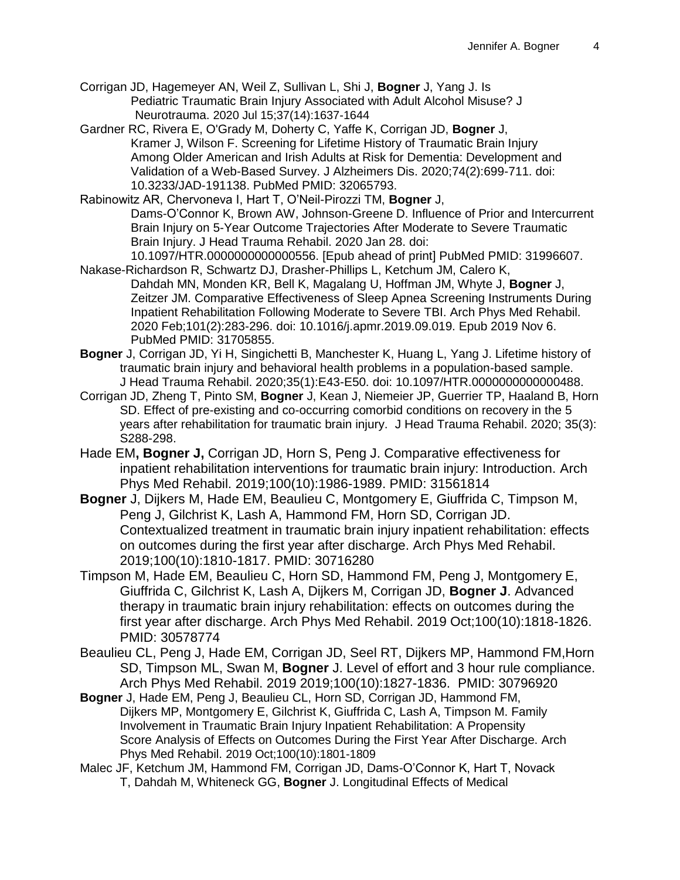Corrigan JD, Hagemeyer AN, Weil Z, Sullivan L, Shi J, **Bogner** J, Yang J. Is Pediatric Traumatic Brain Injury Associated with Adult Alcohol Misuse? J Neurotrauma. 2020 Jul 15;37(14):1637-1644

Gardner RC, Rivera E, O'Grady M, Doherty C, Yaffe K, Corrigan JD, **Bogner** J, Kramer J, Wilson F. Screening for Lifetime History of Traumatic Brain Injury Among Older American and Irish Adults at Risk for Dementia: Development and Validation of a Web-Based Survey. J Alzheimers Dis. 2020;74(2):699-711. doi: 10.3233/JAD-191138. PubMed PMID: 32065793.

Rabinowitz AR, Chervoneva I, Hart T, O'Neil-Pirozzi TM, **Bogner** J, Dams-O'Connor K, Brown AW, Johnson-Greene D. Influence of Prior and Intercurrent Brain Injury on 5-Year Outcome Trajectories After Moderate to Severe Traumatic Brain Injury. J Head Trauma Rehabil. 2020 Jan 28. doi: 10.1097/HTR.0000000000000556. [Epub ahead of print] PubMed PMID: 31996607.

Nakase-Richardson R, Schwartz DJ, Drasher-Phillips L, Ketchum JM, Calero K, Dahdah MN, Monden KR, Bell K, Magalang U, Hoffman JM, Whyte J, **Bogner** J, Zeitzer JM. Comparative Effectiveness of Sleep Apnea Screening Instruments During Inpatient Rehabilitation Following Moderate to Severe TBI. Arch Phys Med Rehabil. 2020 Feb;101(2):283-296. doi: 10.1016/j.apmr.2019.09.019. Epub 2019 Nov 6. PubMed PMID: 31705855.

**Bogner** J, Corrigan JD, Yi H, Singichetti B, Manchester K, Huang L, Yang J. Lifetime history of traumatic brain injury and behavioral health problems in a population-based sample. J Head Trauma Rehabil. 2020;35(1):E43-E50. doi: 10.1097/HTR.0000000000000488.

Corrigan JD, Zheng T, Pinto SM, **Bogner** J, Kean J, Niemeier JP, Guerrier TP, Haaland B, Horn SD. Effect of pre-existing and co-occurring comorbid conditions on recovery in the 5 years after rehabilitation for traumatic brain injury. J Head Trauma Rehabil. 2020; 35(3): S288-298.

Hade EM**, Bogner J,** Corrigan JD, Horn S, Peng J. Comparative effectiveness for inpatient rehabilitation interventions for traumatic brain injury: Introduction. Arch Phys Med Rehabil. 2019;100(10):1986-1989. PMID: 31561814

**Bogner** J, Dijkers M, Hade EM, Beaulieu C, Montgomery E, Giuffrida C, Timpson M, Peng J, Gilchrist K, Lash A, Hammond FM, Horn SD, Corrigan JD. Contextualized treatment in traumatic brain injury inpatient rehabilitation: effects on outcomes during the first year after discharge. Arch Phys Med Rehabil. 2019;100(10):1810-1817. PMID: 30716280

Timpson M, Hade EM, Beaulieu C, Horn SD, Hammond FM, Peng J, Montgomery E, Giuffrida C, Gilchrist K, Lash A, Dijkers M, Corrigan JD, **Bogner J**. Advanced therapy in traumatic brain injury rehabilitation: effects on outcomes during the first year after discharge. Arch Phys Med Rehabil. 2019 Oct;100(10):1818-1826. PMID: 30578774

Beaulieu CL, Peng J, Hade EM, Corrigan JD, Seel RT, Dijkers MP, Hammond FM,Horn SD, Timpson ML, Swan M, **Bogner** J. Level of effort and 3 hour rule compliance. Arch Phys Med Rehabil. 2019 2019;100(10):1827-1836. PMID: 30796920

**Bogner** J, Hade EM, Peng J, Beaulieu CL, Horn SD, Corrigan JD, Hammond FM, Dijkers MP, Montgomery E, Gilchrist K, Giuffrida C, Lash A, Timpson M. Family Involvement in Traumatic Brain Injury Inpatient Rehabilitation: A Propensity Score Analysis of Effects on Outcomes During the First Year After Discharge. Arch Phys Med Rehabil. 2019 Oct;100(10):1801-1809

Malec JF, Ketchum JM, Hammond FM, Corrigan JD, Dams-O'Connor K, Hart T, Novack T, Dahdah M, Whiteneck GG, **Bogner** J. Longitudinal Effects of Medical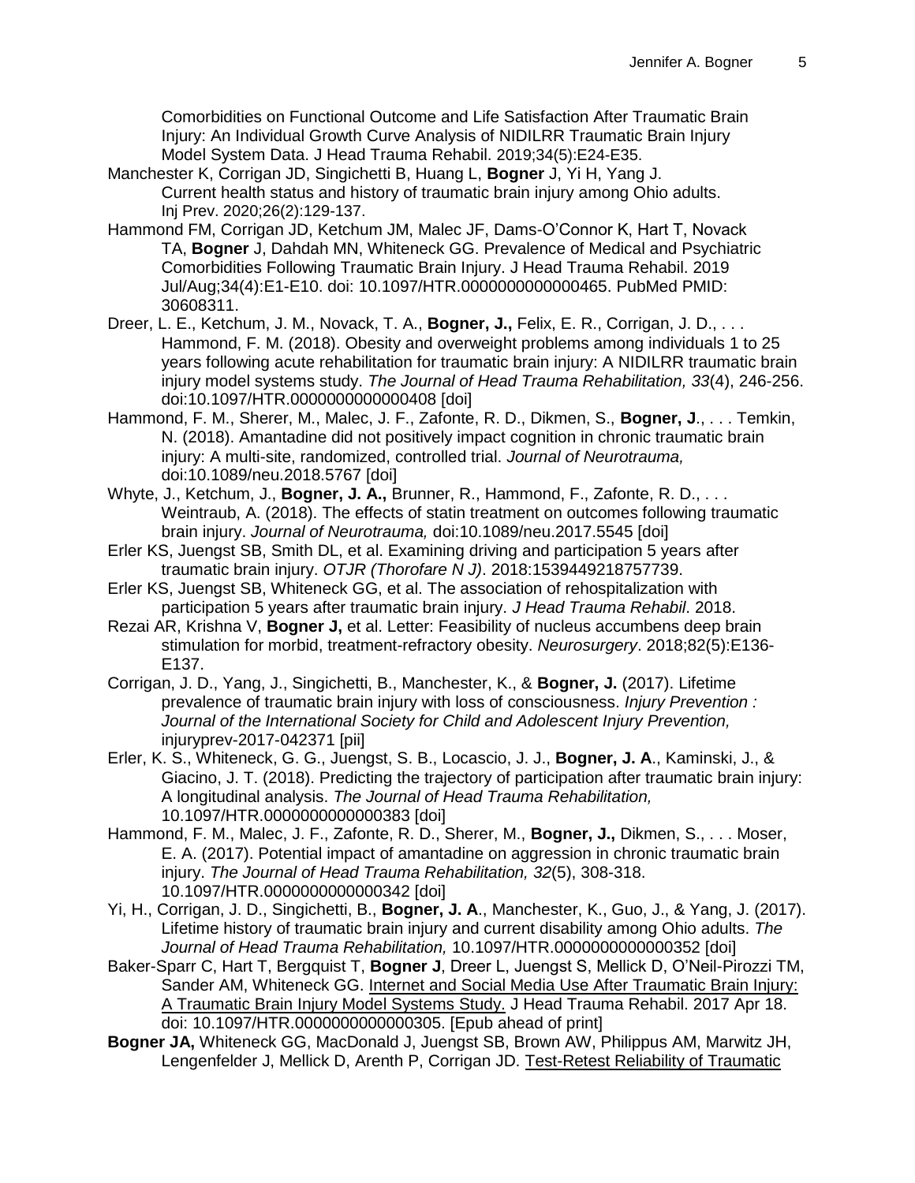Comorbidities on Functional Outcome and Life Satisfaction After Traumatic Brain Injury: An Individual Growth Curve Analysis of NIDILRR Traumatic Brain Injury Model System Data. J Head Trauma Rehabil. 2019;34(5):E24-E35.

Manchester K, Corrigan JD, Singichetti B, Huang L, **Bogner** J, Yi H, Yang J. Current health status and history of traumatic brain injury among Ohio adults. Inj Prev. 2020;26(2):129-137.

Hammond FM, Corrigan JD, Ketchum JM, Malec JF, Dams-O'Connor K, Hart T, Novack TA, **Bogner** J, Dahdah MN, Whiteneck GG. Prevalence of Medical and Psychiatric Comorbidities Following Traumatic Brain Injury. J Head Trauma Rehabil. 2019 Jul/Aug;34(4):E1-E10. doi: 10.1097/HTR.0000000000000465. PubMed PMID: 30608311.

Dreer, L. E., Ketchum, J. M., Novack, T. A., **Bogner, J.,** Felix, E. R., Corrigan, J. D., . . . Hammond, F. M. (2018). Obesity and overweight problems among individuals 1 to 25 years following acute rehabilitation for traumatic brain injury: A NIDILRR traumatic brain injury model systems study. *The Journal of Head Trauma Rehabilitation, 33*(4), 246-256. doi:10.1097/HTR.0000000000000408 [doi]

Hammond, F. M., Sherer, M., Malec, J. F., Zafonte, R. D., Dikmen, S., **Bogner, J**., . . . Temkin, N. (2018). Amantadine did not positively impact cognition in chronic traumatic brain injury: A multi-site, randomized, controlled trial. *Journal of Neurotrauma,* doi:10.1089/neu.2018.5767 [doi]

Whyte, J., Ketchum, J., **Bogner, J. A.,** Brunner, R., Hammond, F., Zafonte, R. D., . . . Weintraub, A. (2018). The effects of statin treatment on outcomes following traumatic brain injury. *Journal of Neurotrauma,* doi:10.1089/neu.2017.5545 [doi]

Erler KS, Juengst SB, Smith DL, et al. Examining driving and participation 5 years after traumatic brain injury. *OTJR (Thorofare N J)*. 2018:1539449218757739.

Erler KS, Juengst SB, Whiteneck GG, et al. The association of rehospitalization with participation 5 years after traumatic brain injury. *J Head Trauma Rehabil*. 2018.

Rezai AR, Krishna V, **Bogner J,** et al. Letter: Feasibility of nucleus accumbens deep brain stimulation for morbid, treatment-refractory obesity. *Neurosurgery*. 2018;82(5):E136-E137.

Corrigan, J. D., Yang, J., Singichetti, B., Manchester, K., & **Bogner, J.** (2017). Lifetime prevalence of traumatic brain injury with loss of consciousness. *Injury Prevention : Journal of the International Society for Child and Adolescent Injury Prevention,* injuryprev-2017-042371 [pii]

Erler, K. S., Whiteneck, G. G., Juengst, S. B., Locascio, J. J., **Bogner, J. A**., Kaminski, J., & Giacino, J. T. (2018). Predicting the trajectory of participation after traumatic brain injury: A longitudinal analysis. *The Journal of Head Trauma Rehabilitation,* 10.1097/HTR.0000000000000383 [doi]

Hammond, F. M., Malec, J. F., Zafonte, R. D., Sherer, M., **Bogner, J.,** Dikmen, S., . . . Moser, E. A. (2017). Potential impact of amantadine on aggression in chronic traumatic brain injury. *The Journal of Head Trauma Rehabilitation, 32*(5), 308-318. 10.1097/HTR.0000000000000342 [doi]

Yi, H., Corrigan, J. D., Singichetti, B., **Bogner, J. A**., Manchester, K., Guo, J., & Yang, J. (2017). Lifetime history of traumatic brain injury and current disability among Ohio adults. *The Journal of Head Trauma Rehabilitation,* 10.1097/HTR.0000000000000352 [doi]

Baker-Sparr C, Hart T, Bergquist T, **Bogner J**, Dreer L, Juengst S, Mellick D, O'Neil-Pirozzi TM, Sander AM, Whiteneck GG. Internet and Social Media Use After Traumatic Brain Injury: A Traumatic Brain Injury Model Systems Study. J Head Trauma Rehabil. 2017 Apr 18. doi: 10.1097/HTR.0000000000000305. [Epub ahead of print]

**Bogner JA,** Whiteneck GG, MacDonald J, Juengst SB, Brown AW, Philippus AM, Marwitz JH, Lengenfelder J, Mellick D, Arenth P, Corrigan JD. Test-Retest Reliability of Traumatic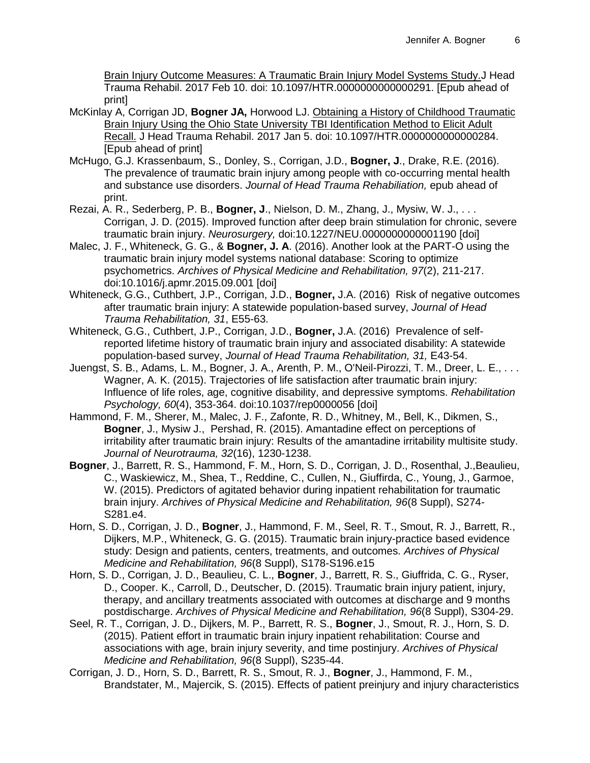Brain Injury Outcome Measures: A Traumatic Brain Injury Model Systems Study. J Head Trauma Rehabil. 2017 Feb 10. doi: 10.1097/HTR.0000000000000291. [Epub ahead of print]

McKinlay A, Corrigan JD, **Bogner JA,** Horwood LJ. Obtaining a History of Childhood Traumatic Brain Injury Using the Ohio State University TBI Identification Method to Elicit Adult Recall. J Head Trauma Rehabil. 2017 Jan 5. doi: 10.1097/HTR.0000000000000284. [Epub ahead of print]

McHugo, G.J. Krassenbaum, S., Donley, S., Corrigan, J.D., **Bogner, J**., Drake, R.E. (2016). The prevalence of traumatic brain injury among people with co-occurring mental health and substance use disorders. *Journal of Head Trauma Rehabiliation,* epub ahead of print.

Rezai, A. R., Sederberg, P. B., **Bogner, J**., Nielson, D. M., Zhang, J., Mysiw, W. J., . . . Corrigan, J. D. (2015). Improved function after deep brain stimulation for chronic, severe traumatic brain injury. *Neurosurgery,* doi:10.1227/NEU.0000000000001190 [doi]

Malec, J. F., Whiteneck, G. G., & **Bogner, J. A**. (2016). Another look at the PART-O using the traumatic brain injury model systems national database: Scoring to optimize psychometrics. *Archives of Physical Medicine and Rehabilitation, 97*(2), 211-217. doi:10.1016/j.apmr.2015.09.001 [doi]

Whiteneck, G.G., Cuthbert, J.P., Corrigan, J.D., **Bogner,** J.A. (2016) Risk of negative outcomes after traumatic brain injury: A statewide population-based survey, *Journal of Head Trauma Rehabilitation, 31*, E55-63.

Whiteneck, G.G., Cuthbert, J.P., Corrigan, J.D., **Bogner,** J.A. (2016) Prevalence of self-reported lifetime history of traumatic brain injury and associated disability: A statewide population-based survey, *Journal of Head Trauma Rehabilitation, 31,* E43-54.

Juengst, S. B., Adams, L. M., Bogner, J. A., Arenth, P. M., O'Neil-Pirozzi, T. M., Dreer, L. E., . . . Wagner, A. K. (2015). Trajectories of life satisfaction after traumatic brain injury: Influence of life roles, age, cognitive disability, and depressive symptoms. *Rehabilitation Psychology, 60*(4), 353-364. doi:10.1037/rep0000056 [doi]

Hammond, F. M., Sherer, M., Malec, J. F., Zafonte, R. D., Whitney, M., Bell, K., Dikmen, S., **Bogner**, J., Mysiw J., Pershad, R. (2015). Amantadine effect on perceptions of irritability after traumatic brain injury: Results of the amantadine irritability multisite study. *Journal of Neurotrauma, 32*(16), 1230-1238.

**Bogner**, J., Barrett, R. S., Hammond, F. M., Horn, S. D., Corrigan, J. D., Rosenthal, J.,Beaulieu, C., Waskiewicz, M., Shea, T., Reddine, C., Cullen, N., Giuffirda, C., Young, J., Garmoe, W. (2015). Predictors of agitated behavior during inpatient rehabilitation for traumatic brain injury. *Archives of Physical Medicine and Rehabilitation, 96*(8 Suppl), S274-S281.e4.

Horn, S. D., Corrigan, J. D., **Bogner**, J., Hammond, F. M., Seel, R. T., Smout, R. J., Barrett, R., Dijkers, M.P., Whiteneck, G. G. (2015). Traumatic brain injury-practice based evidence study: Design and patients, centers, treatments, and outcomes. *Archives of Physical Medicine and Rehabilitation, 96*(8 Suppl), S178-S196.e15

Horn, S. D., Corrigan, J. D., Beaulieu, C. L., **Bogner**, J., Barrett, R. S., Giuffrida, C. G., Ryser, D., Cooper. K., Carroll, D., Deutscher, D. (2015). Traumatic brain injury patient, injury, therapy, and ancillary treatments associated with outcomes at discharge and 9 months postdischarge. *Archives of Physical Medicine and Rehabilitation, 96*(8 Suppl), S304-29.

Seel, R. T., Corrigan, J. D., Dijkers, M. P., Barrett, R. S., **Bogner**, J., Smout, R. J., Horn, S. D. (2015). Patient effort in traumatic brain injury inpatient rehabilitation: Course and associations with age, brain injury severity, and time postinjury. *Archives of Physical Medicine and Rehabilitation, 96*(8 Suppl), S235-44.

Corrigan, J. D., Horn, S. D., Barrett, R. S., Smout, R. J., **Bogner**, J., Hammond, F. M., Brandstater, M., Majercik, S. (2015). Effects of patient preinjury and injury characteristics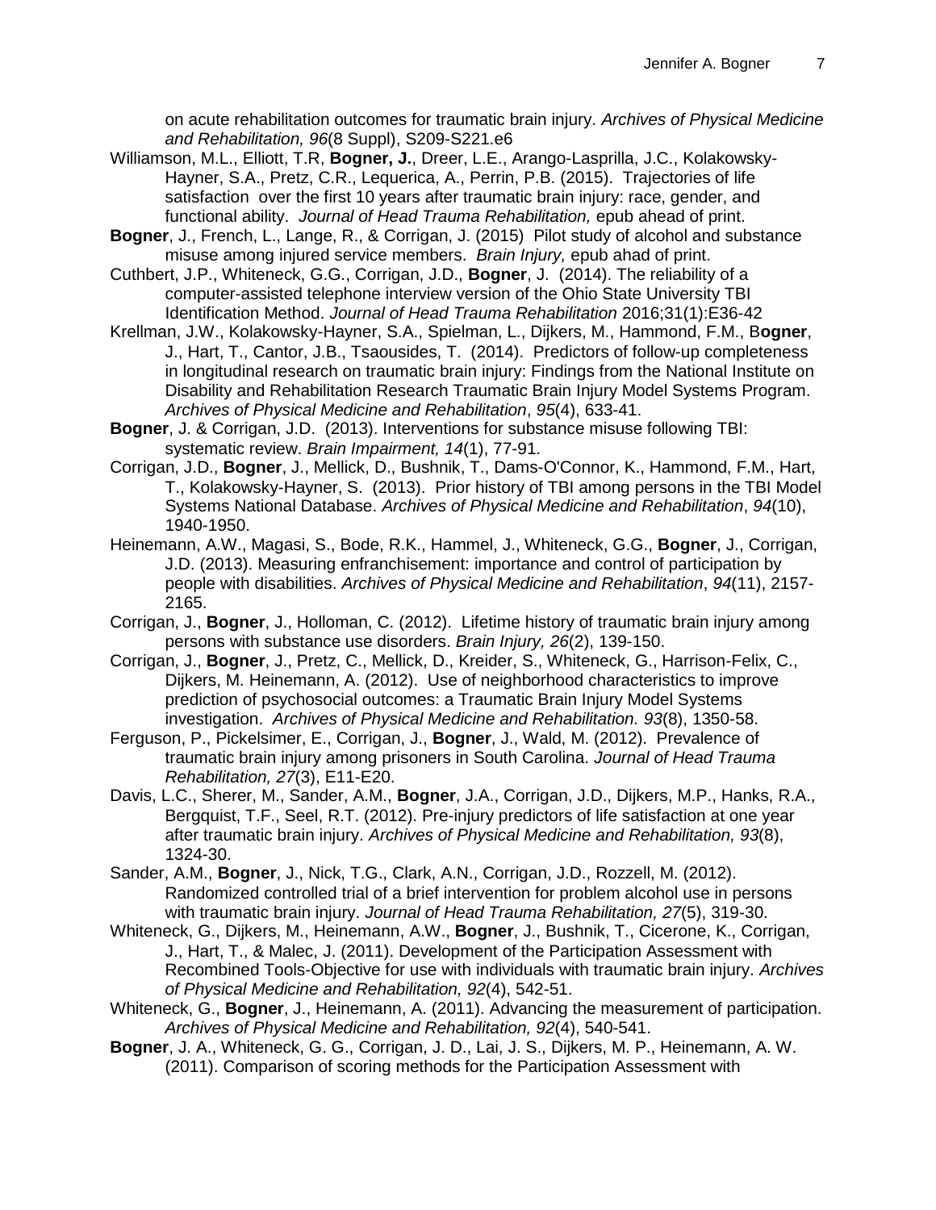on acute rehabilitation outcomes for traumatic brain injury. *Archives of Physical Medicine and Rehabilitation, 96*(8 Suppl), S209-S221.e6

Williamson, M.L., Elliott, T.R, **Bogner, J.**, Dreer, L.E., Arango-Lasprilla, J.C., Kolakowsky-Hayner, S.A., Pretz, C.R., Lequerica, A., Perrin, P.B. (2015). Trajectories of life satisfaction over the first 10 years after traumatic brain injury: race, gender, and functional ability. *Journal of Head Trauma Rehabilitation,* epub ahead of print.

**Bogner**, J., French, L., Lange, R., & Corrigan, J. (2015) Pilot study of alcohol and substance misuse among injured service members. *Brain Injury,* epub ahad of print.

Cuthbert, J.P., Whiteneck, G.G., Corrigan, J.D., **Bogner**, J. (2014). The reliability of a computer-assisted telephone interview version of the Ohio State University TBI Identification Method. *Journal of Head Trauma Rehabilitation* 2016;31(1):E36-42

Krellman, J.W., Kolakowsky-Hayner, S.A., Spielman, L., Dijkers, M., Hammond, F.M., B**ogner**, J., Hart, T., Cantor, J.B., Tsaousides, T. (2014). Predictors of follow-up completeness in longitudinal research on traumatic brain injury: Findings from the National Institute on Disability and Rehabilitation Research Traumatic Brain Injury Model Systems Program. *Archives of Physical Medicine and Rehabilitation*, *95*(4), 633-41.

**Bogner**, J. & Corrigan, J.D. (2013). Interventions for substance misuse following TBI: systematic review. *Brain Impairment, 14*(1), 77-91.

Corrigan, J.D., **Bogner**, J., Mellick, D., Bushnik, T., Dams-O'Connor, K., Hammond, F.M., Hart, T., Kolakowsky-Hayner, S. (2013). Prior history of TBI among persons in the TBI Model Systems National Database. *Archives of Physical Medicine and Rehabilitation*, *94*(10), 1940-1950.

Heinemann, A.W., Magasi, S., Bode, R.K., Hammel, J., Whiteneck, G.G., **Bogner**, J., Corrigan, J.D. (2013). Measuring enfranchisement: importance and control of participation by people with disabilities. *Archives of Physical Medicine and Rehabilitation*, *94*(11), 2157-2165.

Corrigan, J., **Bogner**, J., Holloman, C. (2012). Lifetime history of traumatic brain injury among persons with substance use disorders. *Brain Injury, 26*(2), 139-150.

Corrigan, J., **Bogner**, J., Pretz, C., Mellick, D., Kreider, S., Whiteneck, G., Harrison-Felix, C., Dijkers, M. Heinemann, A. (2012). Use of neighborhood characteristics to improve prediction of psychosocial outcomes: a Traumatic Brain Injury Model Systems investigation. *Archives of Physical Medicine and Rehabilitation. 93*(8), 1350-58.

Ferguson, P., Pickelsimer, E., Corrigan, J., **Bogner**, J., Wald, M. (2012). Prevalence of traumatic brain injury among prisoners in South Carolina. *Journal of Head Trauma Rehabilitation, 27*(3), E11-E20.

Davis, L.C., Sherer, M., Sander, A.M., **Bogner**, J.A., Corrigan, J.D., Dijkers, M.P., Hanks, R.A., Bergquist, T.F., Seel, R.T. (2012). Pre-injury predictors of life satisfaction at one year after traumatic brain injury. *Archives of Physical Medicine and Rehabilitation, 93*(8), 1324-30.

Sander, A.M., **Bogner**, J., Nick, T.G., Clark, A.N., Corrigan, J.D., Rozzell, M. (2012). Randomized controlled trial of a brief intervention for problem alcohol use in persons with traumatic brain injury. *Journal of Head Trauma Rehabilitation, 27*(5), 319-30.

Whiteneck, G., Dijkers, M., Heinemann, A.W., **Bogner**, J., Bushnik, T., Cicerone, K., Corrigan, J., Hart, T., & Malec, J. (2011). Development of the Participation Assessment with Recombined Tools-Objective for use with individuals with traumatic brain injury. *Archives of Physical Medicine and Rehabilitation, 92*(4), 542-51.

Whiteneck, G., **Bogner**, J., Heinemann, A. (2011). Advancing the measurement of participation. *Archives of Physical Medicine and Rehabilitation, 92*(4), 540-541.

**Bogner**, J. A., Whiteneck, G. G., Corrigan, J. D., Lai, J. S., Dijkers, M. P., Heinemann, A. W. (2011). Comparison of scoring methods for the Participation Assessment with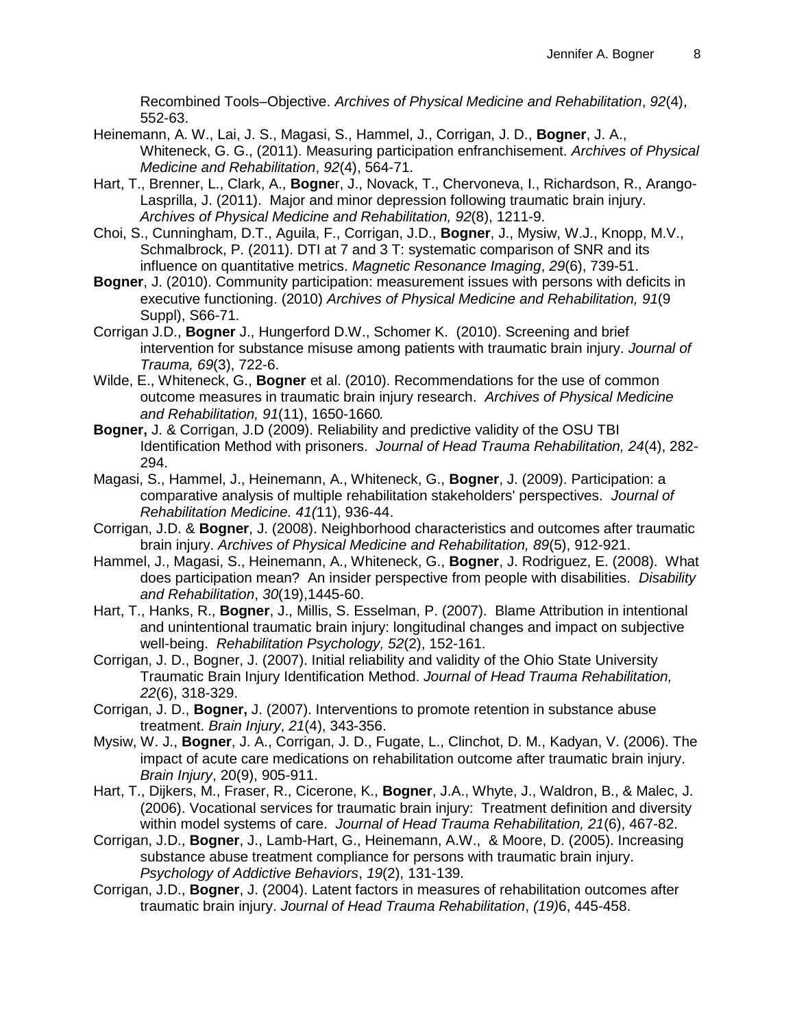Recombined Tools–Objective. *Archives of Physical Medicine and Rehabilitation*, *92*(4), 552-63.

Heinemann, A. W., Lai, J. S., Magasi, S., Hammel, J., Corrigan, J. D., **Bogner**, J. A., Whiteneck, G. G., (2011). Measuring participation enfranchisement. *Archives of Physical Medicine and Rehabilitation*, *92*(4), 564-71.

Hart, T., Brenner, L., Clark, A., **Bogne**r, J., Novack, T., Chervoneva, I., Richardson, R., Arango-Lasprilla, J. (2011). Major and minor depression following traumatic brain injury. *Archives of Physical Medicine and Rehabilitation, 92*(8), 1211-9.

Choi, S., Cunningham, D.T., Aguila, F., Corrigan, J.D., **Bogner**, J., Mysiw, W.J., Knopp, M.V., Schmalbrock, P. (2011). DTI at 7 and 3 T: systematic comparison of SNR and its influence on quantitative metrics. *Magnetic Resonance Imaging*, *29*(6), 739-51.

**Bogner**, J. (2010). Community participation: measurement issues with persons with deficits in executive functioning. (2010) *Archives of Physical Medicine and Rehabilitation, 91*(9 Suppl), S66-71.

Corrigan J.D., **Bogner** J., Hungerford D.W., Schomer K. (2010). Screening and brief intervention for substance misuse among patients with traumatic brain injury. *Journal of Trauma, 69*(3), 722-6.

Wilde, E., Whiteneck, G., **Bogner** et al. (2010). Recommendations for the use of common outcome measures in traumatic brain injury research. *Archives of Physical Medicine and Rehabilitation, 91*(11), 1650-1660*.*

**Bogner,** J. & Corrigan, J.D (2009). Reliability and predictive validity of the OSU TBI Identification Method with prisoners. *Journal of Head Trauma Rehabilitation, 24*(4), 282-294.

Magasi, S., Hammel, J., Heinemann, A., Whiteneck, G., **Bogner**, J. (2009). Participation: a comparative analysis of multiple rehabilitation stakeholders' perspectives. *Journal of Rehabilitation Medicine. 41(*11), 936-44.

Corrigan, J.D. & **Bogner**, J. (2008). Neighborhood characteristics and outcomes after traumatic brain injury. *Archives of Physical Medicine and Rehabilitation, 89*(5), 912-921.

Hammel, J., Magasi, S., Heinemann, A., Whiteneck, G., **Bogner**, J. Rodriguez, E. (2008). What does participation mean? An insider perspective from people with disabilities. *Disability and Rehabilitation*, *30*(19),1445-60.

Hart, T., Hanks, R., **Bogner**, J., Millis, S. Esselman, P. (2007). Blame Attribution in intentional and unintentional traumatic brain injury: longitudinal changes and impact on subjective well-being. *Rehabilitation Psychology, 52*(2), 152-161.

Corrigan, J. D., Bogner, J. (2007). Initial reliability and validity of the Ohio State University Traumatic Brain Injury Identification Method. *Journal of Head Trauma Rehabilitation, 22*(6), 318-329.

Corrigan, J. D., **Bogner,** J. (2007). Interventions to promote retention in substance abuse treatment. *Brain Injury*, *21*(4), 343-356.

Mysiw, W. J., **Bogner**, J. A., Corrigan, J. D., Fugate, L., Clinchot, D. M., Kadyan, V. (2006). The impact of acute care medications on rehabilitation outcome after traumatic brain injury. *Brain Injury*, 20(9), 905-911.

Hart, T., Dijkers, M., Fraser, R., Cicerone, K., **Bogner**, J.A., Whyte, J., Waldron, B., & Malec, J. (2006). Vocational services for traumatic brain injury: Treatment definition and diversity within model systems of care. *Journal of Head Trauma Rehabilitation, 21*(6), 467-82.

Corrigan, J.D., **Bogner**, J., Lamb-Hart, G., Heinemann, A.W., & Moore, D. (2005). Increasing substance abuse treatment compliance for persons with traumatic brain injury. *Psychology of Addictive Behaviors*, *19*(2), 131-139.

Corrigan, J.D., **Bogner**, J. (2004). Latent factors in measures of rehabilitation outcomes after traumatic brain injury. *Journal of Head Trauma Rehabilitation*, *(19)*6, 445-458.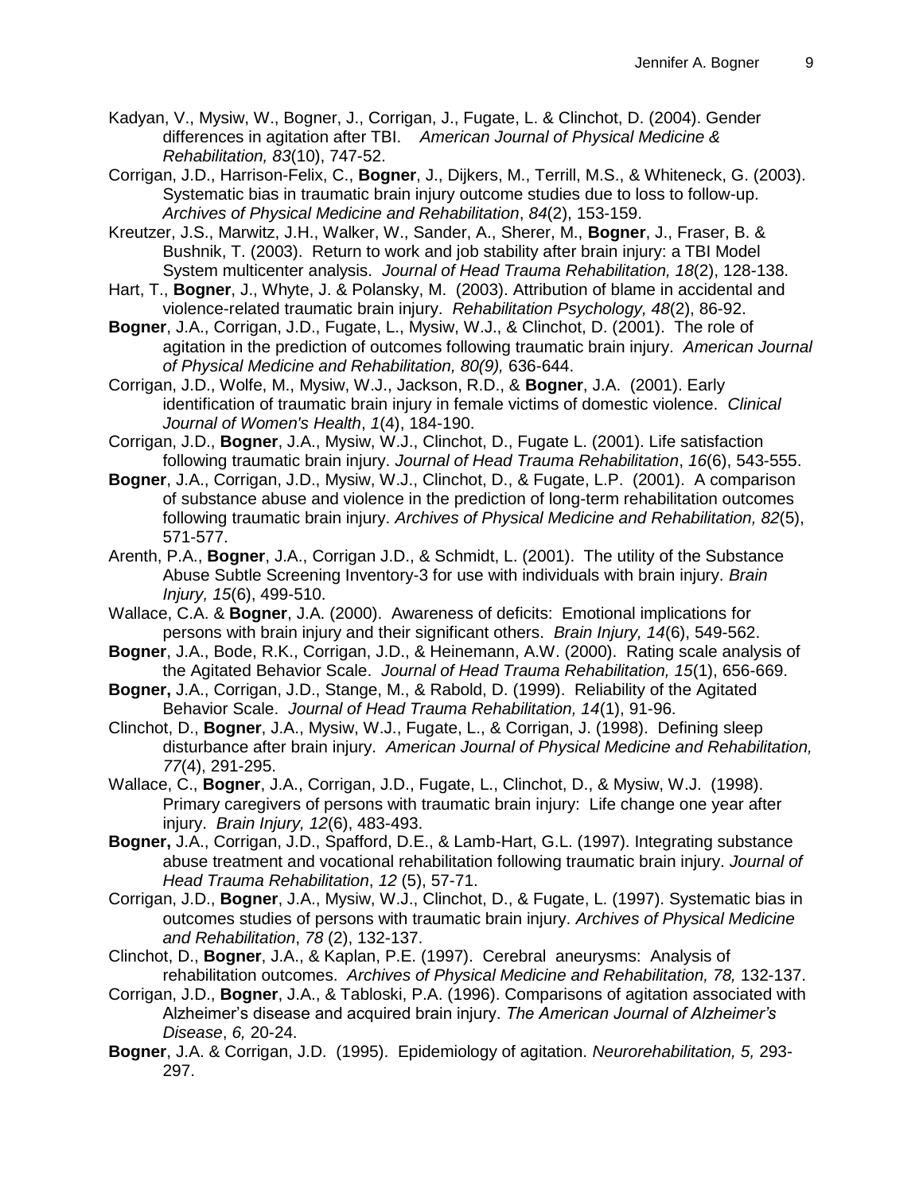Kadyan, V., Mysiw, W., Bogner, J., Corrigan, J., Fugate, L. & Clinchot, D. (2004). Gender differences in agitation after TBI. *American Journal of Physical Medicine & Rehabilitation, 83*(10), 747-52.

Corrigan, J.D., Harrison-Felix, C., **Bogner**, J., Dijkers, M., Terrill, M.S., & Whiteneck, G. (2003). Systematic bias in traumatic brain injury outcome studies due to loss to follow-up. *Archives of Physical Medicine and Rehabilitation*, *84*(2), 153-159.

Kreutzer, J.S., Marwitz, J.H., Walker, W., Sander, A., Sherer, M., **Bogner**, J., Fraser, B. & Bushnik, T. (2003). Return to work and job stability after brain injury: a TBI Model System multicenter analysis. *Journal of Head Trauma Rehabilitation, 18*(2), 128-138.

Hart, T., **Bogner**, J., Whyte, J. & Polansky, M. (2003). Attribution of blame in accidental and violence-related traumatic brain injury. *Rehabilitation Psychology, 48*(2), 86-92.

**Bogner**, J.A., Corrigan, J.D., Fugate, L., Mysiw, W.J., & Clinchot, D. (2001). The role of agitation in the prediction of outcomes following traumatic brain injury. *American Journal of Physical Medicine and Rehabilitation, 80(9),* 636-644.

Corrigan, J.D., Wolfe, M., Mysiw, W.J., Jackson, R.D., & **Bogner**, J.A. (2001). Early identification of traumatic brain injury in female victims of domestic violence. *Clinical Journal of Women's Health*, *1*(4), 184-190.

Corrigan, J.D., **Bogner**, J.A., Mysiw, W.J., Clinchot, D., Fugate L. (2001). Life satisfaction following traumatic brain injury. *Journal of Head Trauma Rehabilitation*, *16*(6), 543-555.

**Bogner**, J.A., Corrigan, J.D., Mysiw, W.J., Clinchot, D., & Fugate, L.P. (2001). A comparison of substance abuse and violence in the prediction of long-term rehabilitation outcomes following traumatic brain injury. *Archives of Physical Medicine and Rehabilitation, 82*(5), 571-577.

Arenth, P.A., **Bogner**, J.A., Corrigan J.D., & Schmidt, L. (2001). The utility of the Substance Abuse Subtle Screening Inventory-3 for use with individuals with brain injury. *Brain Injury, 15*(6), 499-510.

Wallace, C.A. & **Bogner**, J.A. (2000). Awareness of deficits: Emotional implications for persons with brain injury and their significant others. *Brain Injury, 14*(6), 549-562.

**Bogner**, J.A., Bode, R.K., Corrigan, J.D., & Heinemann, A.W. (2000). Rating scale analysis of the Agitated Behavior Scale. *Journal of Head Trauma Rehabilitation, 15*(1), 656-669.

**Bogner,** J.A., Corrigan, J.D., Stange, M., & Rabold, D. (1999). Reliability of the Agitated Behavior Scale. *Journal of Head Trauma Rehabilitation, 14*(1), 91-96.

Clinchot, D., **Bogner**, J.A., Mysiw, W.J., Fugate, L., & Corrigan, J. (1998). Defining sleep disturbance after brain injury. *American Journal of Physical Medicine and Rehabilitation, 77*(4), 291-295.

Wallace, C., **Bogner**, J.A., Corrigan, J.D., Fugate, L., Clinchot, D., & Mysiw, W.J. (1998). Primary caregivers of persons with traumatic brain injury: Life change one year after injury. *Brain Injury, 12*(6), 483-493.

**Bogner,** J.A., Corrigan, J.D., Spafford, D.E., & Lamb-Hart, G.L. (1997). Integrating substance abuse treatment and vocational rehabilitation following traumatic brain injury. *Journal of Head Trauma Rehabilitation*, *12* (5), 57-71.

Corrigan, J.D., **Bogner**, J.A., Mysiw, W.J., Clinchot, D., & Fugate, L. (1997). Systematic bias in outcomes studies of persons with traumatic brain injury. *Archives of Physical Medicine and Rehabilitation*, *78* (2), 132-137.

Clinchot, D., **Bogner**, J.A., & Kaplan, P.E. (1997). Cerebral aneurysms: Analysis of rehabilitation outcomes. *Archives of Physical Medicine and Rehabilitation, 78,* 132-137.

Corrigan, J.D., **Bogner**, J.A., & Tabloski, P.A. (1996). Comparisons of agitation associated with Alzheimer's disease and acquired brain injury. *The American Journal of Alzheimer's Disease*, *6,* 20-24.

**Bogner**, J.A. & Corrigan, J.D. (1995). Epidemiology of agitation. *Neurorehabilitation, 5,* 293-297.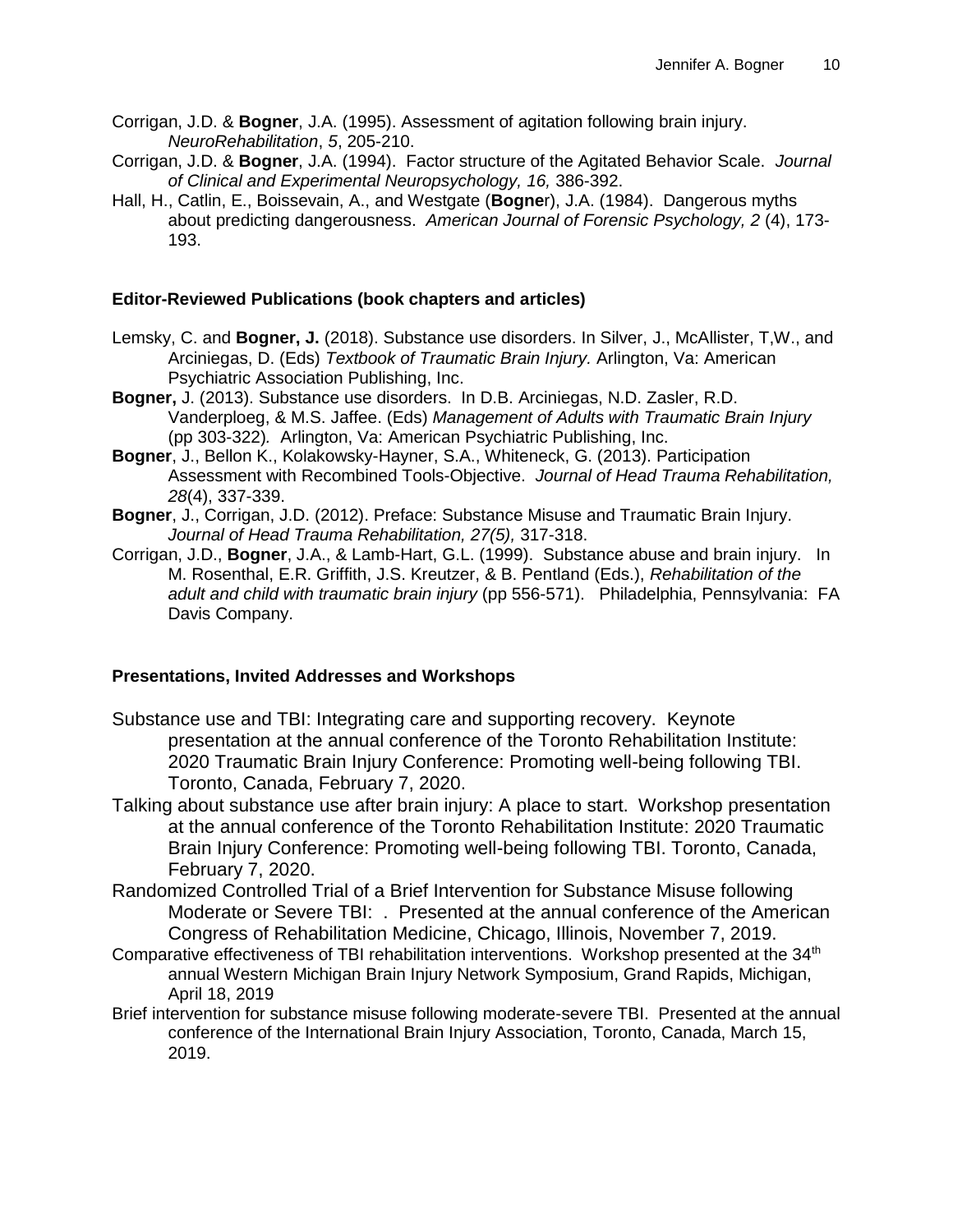Corrigan, J.D. & **Bogner**, J.A. (1995). Assessment of agitation following brain injury. *NeuroRehabilitation*, *5*, 205-210.

Corrigan, J.D. & **Bogner**, J.A. (1994). Factor structure of the Agitated Behavior Scale. *Journal of Clinical and Experimental Neuropsychology, 16,* 386-392.

Hall, H., Catlin, E., Boissevain, A., and Westgate (**Bogne**r), J.A. (1984). Dangerous myths about predicting dangerousness. *American Journal of Forensic Psychology, 2* (4), 173-193.

### Editor-Reviewed Publications (book chapters and articles)

Lemsky, C. and **Bogner, J.** (2018). Substance use disorders. In Silver, J., McAllister, T,W., and Arciniegas, D. (Eds) *Textbook of Traumatic Brain Injury.* Arlington, Va: American Psychiatric Association Publishing, Inc.

**Bogner,** J. (2013). Substance use disorders. In D.B. Arciniegas, N.D. Zasler, R.D. Vanderploeg, & M.S. Jaffee. (Eds) *Management of Adults with Traumatic Brain Injury* (pp 303-322)*.* Arlington, Va: American Psychiatric Publishing, Inc.

**Bogner**, J., Bellon K., Kolakowsky-Hayner, S.A., Whiteneck, G. (2013). Participation Assessment with Recombined Tools-Objective. *Journal of Head Trauma Rehabilitation, 28*(4), 337-339.

**Bogner**, J., Corrigan, J.D. (2012). Preface: Substance Misuse and Traumatic Brain Injury. *Journal of Head Trauma Rehabilitation, 27(5),* 317-318.

Corrigan, J.D., **Bogner**, J.A., & Lamb-Hart, G.L. (1999). Substance abuse and brain injury. In M. Rosenthal, E.R. Griffith, J.S. Kreutzer, & B. Pentland (Eds.), *Rehabilitation of the adult and child with traumatic brain injury* (pp 556-571). Philadelphia, Pennsylvania: FA Davis Company.

### Presentations, Invited Addresses and Workshops

Substance use and TBI: Integrating care and supporting recovery. Keynote presentation at the annual conference of the Toronto Rehabilitation Institute: 2020 Traumatic Brain Injury Conference: Promoting well-being following TBI. Toronto, Canada, February 7, 2020.

Talking about substance use after brain injury: A place to start. Workshop presentation at the annual conference of the Toronto Rehabilitation Institute: 2020 Traumatic Brain Injury Conference: Promoting well-being following TBI. Toronto, Canada, February 7, 2020.

Randomized Controlled Trial of a Brief Intervention for Substance Misuse following Moderate or Severe TBI: . Presented at the annual conference of the American Congress of Rehabilitation Medicine, Chicago, Illinois, November 7, 2019.

Comparative effectiveness of TBI rehabilitation interventions. Workshop presented at the 34th annual Western Michigan Brain Injury Network Symposium, Grand Rapids, Michigan, April 18, 2019

Brief intervention for substance misuse following moderate-severe TBI. Presented at the annual conference of the International Brain Injury Association, Toronto, Canada, March 15, 2019.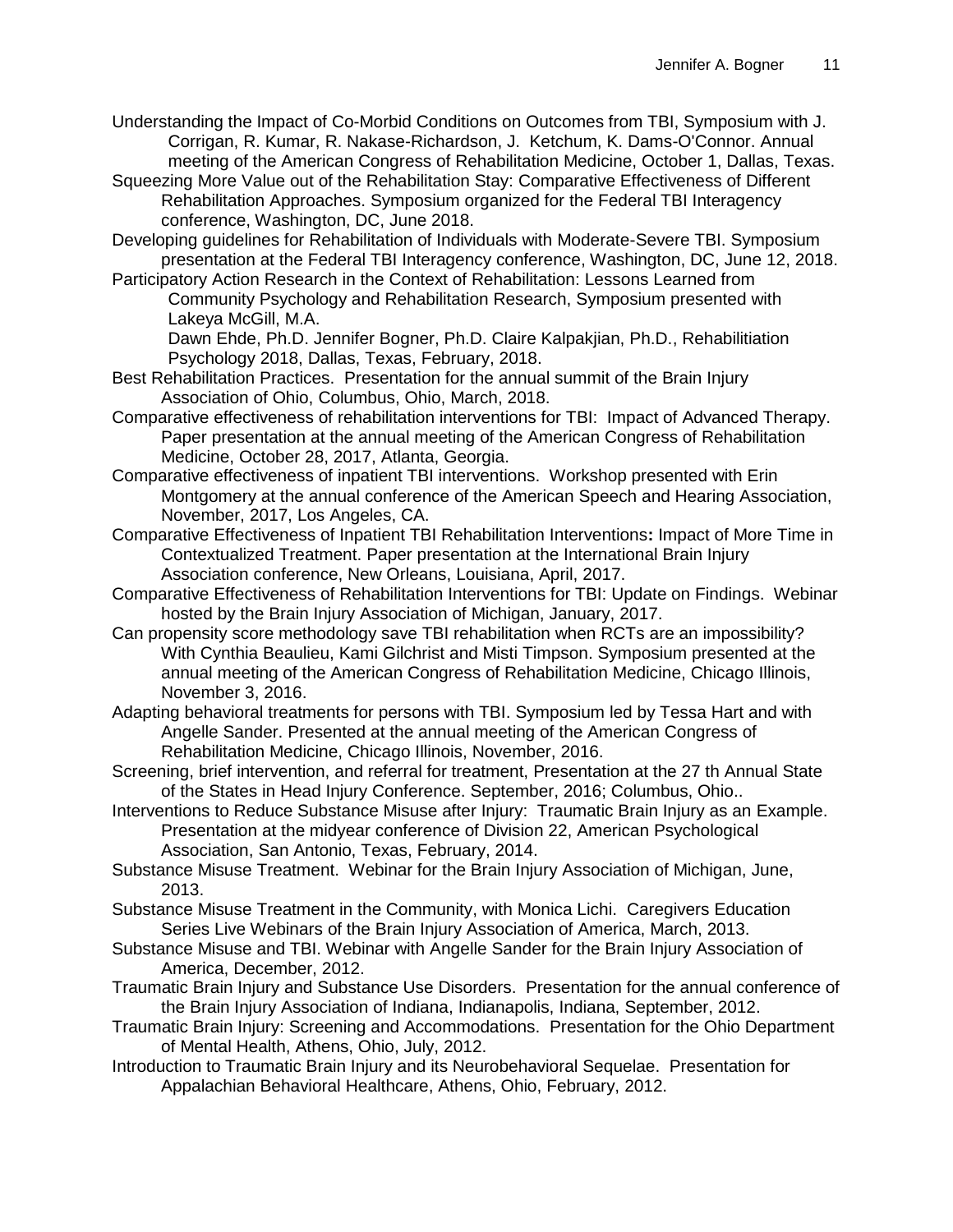Understanding the Impact of Co-Morbid Conditions on Outcomes from TBI, Symposium with J. Corrigan, R. Kumar, R. Nakase-Richardson, J. Ketchum, K. Dams-O'Connor. Annual meeting of the American Congress of Rehabilitation Medicine, October 1, Dallas, Texas.

Squeezing More Value out of the Rehabilitation Stay: Comparative Effectiveness of Different Rehabilitation Approaches. Symposium organized for the Federal TBI Interagency conference, Washington, DC, June 2018.

Developing guidelines for Rehabilitation of Individuals with Moderate-Severe TBI. Symposium presentation at the Federal TBI Interagency conference, Washington, DC, June 12, 2018.

Participatory Action Research in the Context of Rehabilitation: Lessons Learned from Community Psychology and Rehabilitation Research, Symposium presented with Lakeya McGill, M.A.
Dawn Ehde, Ph.D. Jennifer Bogner, Ph.D. Claire Kalpakjian, Ph.D., Rehabilitiation Psychology 2018, Dallas, Texas, February, 2018.

Best Rehabilitation Practices. Presentation for the annual summit of the Brain Injury Association of Ohio, Columbus, Ohio, March, 2018.

Comparative effectiveness of rehabilitation interventions for TBI: Impact of Advanced Therapy. Paper presentation at the annual meeting of the American Congress of Rehabilitation Medicine, October 28, 2017, Atlanta, Georgia.

Comparative effectiveness of inpatient TBI interventions. Workshop presented with Erin Montgomery at the annual conference of the American Speech and Hearing Association, November, 2017, Los Angeles, CA.

Comparative Effectiveness of Inpatient TBI Rehabilitation Interventions**:** Impact of More Time in Contextualized Treatment. Paper presentation at the International Brain Injury Association conference, New Orleans, Louisiana, April, 2017.

Comparative Effectiveness of Rehabilitation Interventions for TBI: Update on Findings. Webinar hosted by the Brain Injury Association of Michigan, January, 2017.

Can propensity score methodology save TBI rehabilitation when RCTs are an impossibility? With Cynthia Beaulieu, Kami Gilchrist and Misti Timpson. Symposium presented at the annual meeting of the American Congress of Rehabilitation Medicine, Chicago Illinois, November 3, 2016.

Adapting behavioral treatments for persons with TBI. Symposium led by Tessa Hart and with Angelle Sander. Presented at the annual meeting of the American Congress of Rehabilitation Medicine, Chicago Illinois, November, 2016.

Screening, brief intervention, and referral for treatment, Presentation at the 27 th Annual State of the States in Head Injury Conference. September, 2016; Columbus, Ohio..

Interventions to Reduce Substance Misuse after Injury: Traumatic Brain Injury as an Example. Presentation at the midyear conference of Division 22, American Psychological Association, San Antonio, Texas, February, 2014.

Substance Misuse Treatment. Webinar for the Brain Injury Association of Michigan, June, 2013.

Substance Misuse Treatment in the Community, with Monica Lichi. Caregivers Education Series Live Webinars of the Brain Injury Association of America, March, 2013.

Substance Misuse and TBI. Webinar with Angelle Sander for the Brain Injury Association of America, December, 2012.

Traumatic Brain Injury and Substance Use Disorders. Presentation for the annual conference of the Brain Injury Association of Indiana, Indianapolis, Indiana, September, 2012.

Traumatic Brain Injury: Screening and Accommodations. Presentation for the Ohio Department of Mental Health, Athens, Ohio, July, 2012.

Introduction to Traumatic Brain Injury and its Neurobehavioral Sequelae. Presentation for Appalachian Behavioral Healthcare, Athens, Ohio, February, 2012.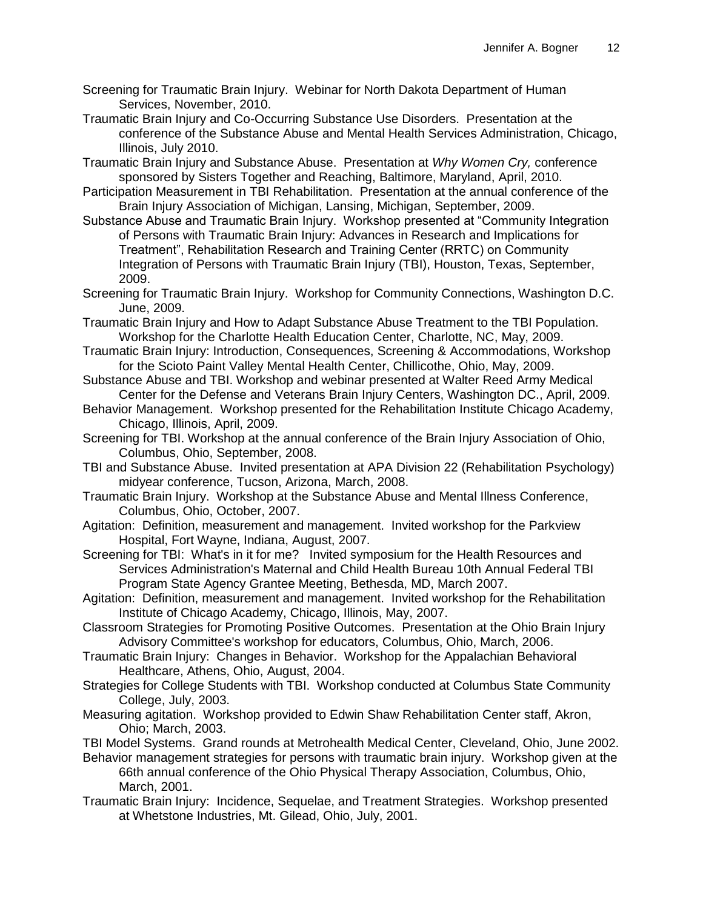Screening for Traumatic Brain Injury. Webinar for North Dakota Department of Human Services, November, 2010.

Traumatic Brain Injury and Co-Occurring Substance Use Disorders. Presentation at the conference of the Substance Abuse and Mental Health Services Administration, Chicago, Illinois, July 2010.

Traumatic Brain Injury and Substance Abuse. Presentation at *Why Women Cry,* conference sponsored by Sisters Together and Reaching, Baltimore, Maryland, April, 2010.

Participation Measurement in TBI Rehabilitation. Presentation at the annual conference of the Brain Injury Association of Michigan, Lansing, Michigan, September, 2009.

Substance Abuse and Traumatic Brain Injury. Workshop presented at "Community Integration of Persons with Traumatic Brain Injury: Advances in Research and Implications for Treatment", Rehabilitation Research and Training Center (RRTC) on Community Integration of Persons with Traumatic Brain Injury (TBI), Houston, Texas, September, 2009.

Screening for Traumatic Brain Injury. Workshop for Community Connections, Washington D.C. June, 2009.

Traumatic Brain Injury and How to Adapt Substance Abuse Treatment to the TBI Population. Workshop for the Charlotte Health Education Center, Charlotte, NC, May, 2009.

Traumatic Brain Injury: Introduction, Consequences, Screening & Accommodations, Workshop for the Scioto Paint Valley Mental Health Center, Chillicothe, Ohio, May, 2009.

Substance Abuse and TBI. Workshop and webinar presented at Walter Reed Army Medical Center for the Defense and Veterans Brain Injury Centers, Washington DC., April, 2009.

Behavior Management. Workshop presented for the Rehabilitation Institute Chicago Academy, Chicago, Illinois, April, 2009.

Screening for TBI. Workshop at the annual conference of the Brain Injury Association of Ohio, Columbus, Ohio, September, 2008.

TBI and Substance Abuse. Invited presentation at APA Division 22 (Rehabilitation Psychology) midyear conference, Tucson, Arizona, March, 2008.

Traumatic Brain Injury. Workshop at the Substance Abuse and Mental Illness Conference, Columbus, Ohio, October, 2007.

Agitation: Definition, measurement and management. Invited workshop for the Parkview Hospital, Fort Wayne, Indiana, August, 2007.

Screening for TBI: What's in it for me? Invited symposium for the Health Resources and Services Administration's Maternal and Child Health Bureau 10th Annual Federal TBI Program State Agency Grantee Meeting, Bethesda, MD, March 2007.

Agitation: Definition, measurement and management. Invited workshop for the Rehabilitation Institute of Chicago Academy, Chicago, Illinois, May, 2007.

Classroom Strategies for Promoting Positive Outcomes. Presentation at the Ohio Brain Injury Advisory Committee's workshop for educators, Columbus, Ohio, March, 2006.

Traumatic Brain Injury: Changes in Behavior. Workshop for the Appalachian Behavioral Healthcare, Athens, Ohio, August, 2004.

Strategies for College Students with TBI. Workshop conducted at Columbus State Community College, July, 2003.

Measuring agitation. Workshop provided to Edwin Shaw Rehabilitation Center staff, Akron, Ohio; March, 2003.

TBI Model Systems. Grand rounds at Metrohealth Medical Center, Cleveland, Ohio, June 2002.

Behavior management strategies for persons with traumatic brain injury. Workshop given at the 66th annual conference of the Ohio Physical Therapy Association, Columbus, Ohio, March, 2001.

Traumatic Brain Injury: Incidence, Sequelae, and Treatment Strategies. Workshop presented at Whetstone Industries, Mt. Gilead, Ohio, July, 2001.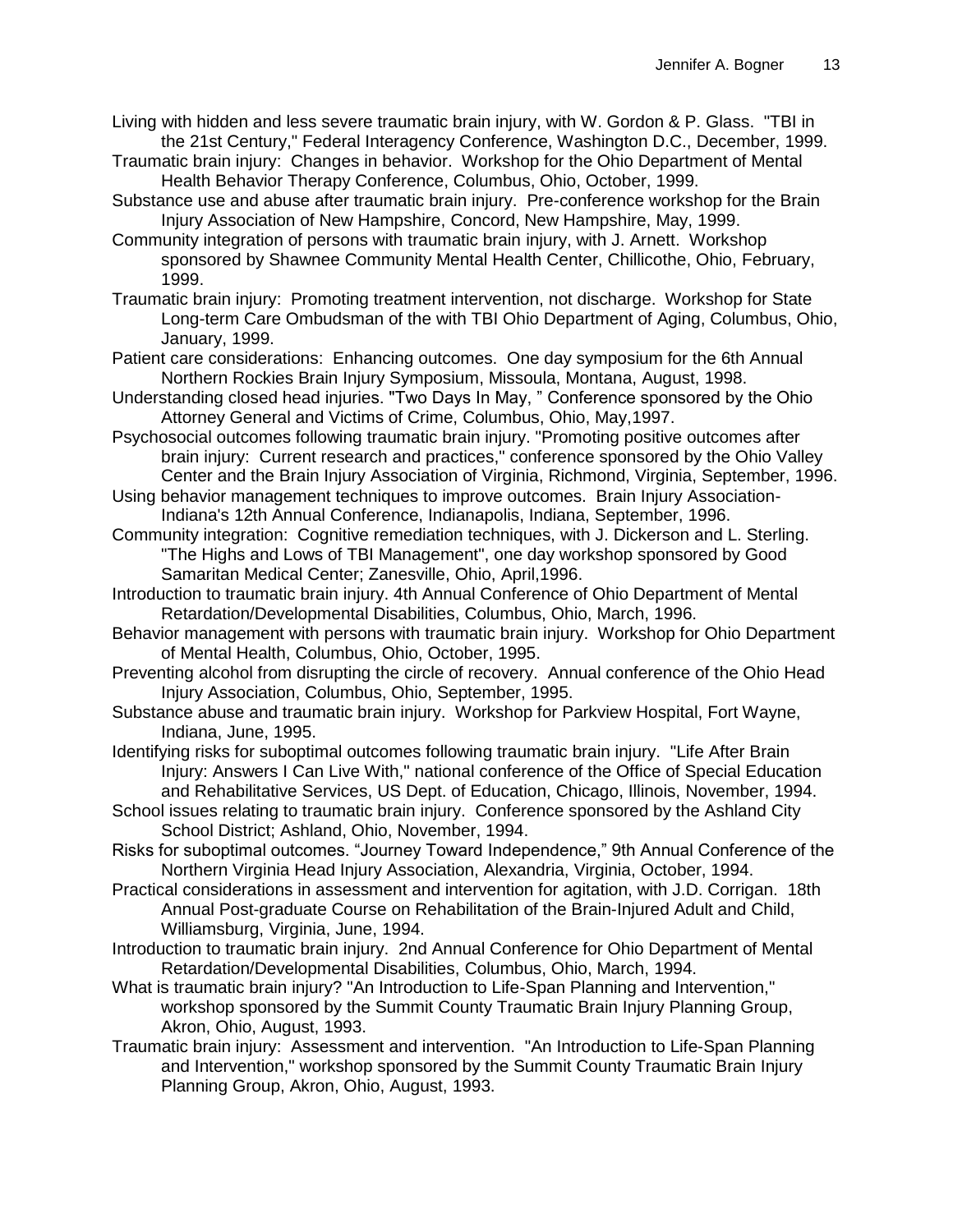Living with hidden and less severe traumatic brain injury, with W. Gordon & P. Glass. "TBI in the 21st Century," Federal Interagency Conference, Washington D.C., December, 1999.

Traumatic brain injury: Changes in behavior. Workshop for the Ohio Department of Mental Health Behavior Therapy Conference, Columbus, Ohio, October, 1999.

Substance use and abuse after traumatic brain injury. Pre-conference workshop for the Brain Injury Association of New Hampshire, Concord, New Hampshire, May, 1999.

Community integration of persons with traumatic brain injury, with J. Arnett. Workshop sponsored by Shawnee Community Mental Health Center, Chillicothe, Ohio, February, 1999.

Traumatic brain injury: Promoting treatment intervention, not discharge. Workshop for State Long-term Care Ombudsman of the with TBI Ohio Department of Aging, Columbus, Ohio, January, 1999.

Patient care considerations: Enhancing outcomes. One day symposium for the 6th Annual Northern Rockies Brain Injury Symposium, Missoula, Montana, August, 1998.

Understanding closed head injuries. "Two Days In May, " Conference sponsored by the Ohio Attorney General and Victims of Crime, Columbus, Ohio, May,1997.

Psychosocial outcomes following traumatic brain injury. "Promoting positive outcomes after brain injury: Current research and practices," conference sponsored by the Ohio Valley Center and the Brain Injury Association of Virginia, Richmond, Virginia, September, 1996.

Using behavior management techniques to improve outcomes. Brain Injury Association-Indiana's 12th Annual Conference, Indianapolis, Indiana, September, 1996.

Community integration: Cognitive remediation techniques, with J. Dickerson and L. Sterling. "The Highs and Lows of TBI Management", one day workshop sponsored by Good Samaritan Medical Center; Zanesville, Ohio, April,1996.

Introduction to traumatic brain injury. 4th Annual Conference of Ohio Department of Mental Retardation/Developmental Disabilities, Columbus, Ohio, March, 1996.

Behavior management with persons with traumatic brain injury. Workshop for Ohio Department of Mental Health, Columbus, Ohio, October, 1995.

Preventing alcohol from disrupting the circle of recovery. Annual conference of the Ohio Head Injury Association, Columbus, Ohio, September, 1995.

Substance abuse and traumatic brain injury. Workshop for Parkview Hospital, Fort Wayne, Indiana, June, 1995.

Identifying risks for suboptimal outcomes following traumatic brain injury. "Life After Brain Injury: Answers I Can Live With," national conference of the Office of Special Education and Rehabilitative Services, US Dept. of Education, Chicago, Illinois, November, 1994.

School issues relating to traumatic brain injury. Conference sponsored by the Ashland City School District; Ashland, Ohio, November, 1994.

Risks for suboptimal outcomes. "Journey Toward Independence," 9th Annual Conference of the Northern Virginia Head Injury Association, Alexandria, Virginia, October, 1994.

Practical considerations in assessment and intervention for agitation, with J.D. Corrigan. 18th Annual Post-graduate Course on Rehabilitation of the Brain-Injured Adult and Child, Williamsburg, Virginia, June, 1994.

Introduction to traumatic brain injury. 2nd Annual Conference for Ohio Department of Mental Retardation/Developmental Disabilities, Columbus, Ohio, March, 1994.

What is traumatic brain injury? "An Introduction to Life-Span Planning and Intervention," workshop sponsored by the Summit County Traumatic Brain Injury Planning Group, Akron, Ohio, August, 1993.

Traumatic brain injury: Assessment and intervention. "An Introduction to Life-Span Planning and Intervention," workshop sponsored by the Summit County Traumatic Brain Injury Planning Group, Akron, Ohio, August, 1993.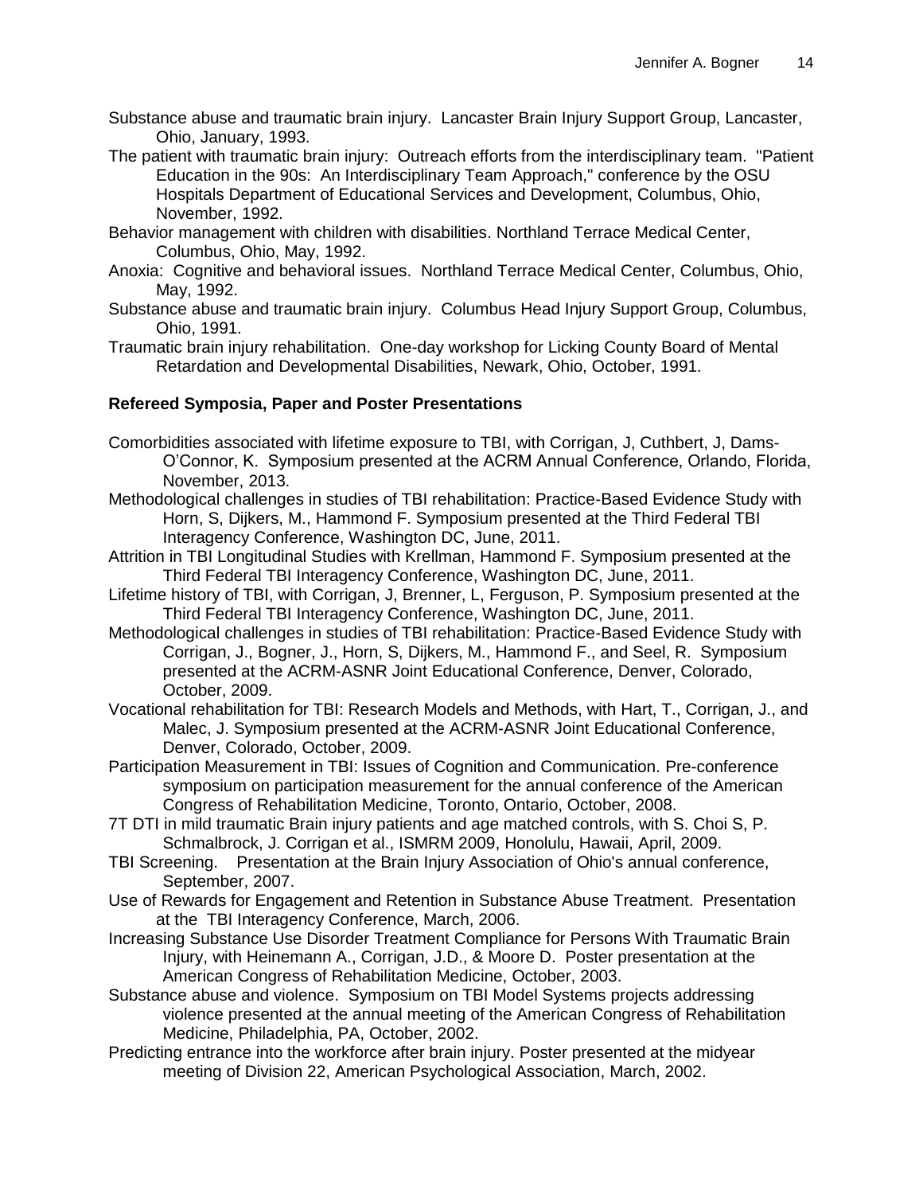Substance abuse and traumatic brain injury. Lancaster Brain Injury Support Group, Lancaster, Ohio, January, 1993.

The patient with traumatic brain injury: Outreach efforts from the interdisciplinary team. "Patient Education in the 90s: An Interdisciplinary Team Approach," conference by the OSU Hospitals Department of Educational Services and Development, Columbus, Ohio, November, 1992.

Behavior management with children with disabilities. Northland Terrace Medical Center, Columbus, Ohio, May, 1992.

Anoxia: Cognitive and behavioral issues. Northland Terrace Medical Center, Columbus, Ohio, May, 1992.

Substance abuse and traumatic brain injury. Columbus Head Injury Support Group, Columbus, Ohio, 1991.

Traumatic brain injury rehabilitation. One-day workshop for Licking County Board of Mental Retardation and Developmental Disabilities, Newark, Ohio, October, 1991.

**Refereed Symposia, Paper and Poster Presentations**

Comorbidities associated with lifetime exposure to TBI, with Corrigan, J, Cuthbert, J, Dams-O'Connor, K. Symposium presented at the ACRM Annual Conference, Orlando, Florida, November, 2013.

Methodological challenges in studies of TBI rehabilitation: Practice-Based Evidence Study with Horn, S, Dijkers, M., Hammond F. Symposium presented at the Third Federal TBI Interagency Conference, Washington DC, June, 2011.

Attrition in TBI Longitudinal Studies with Krellman, Hammond F. Symposium presented at the Third Federal TBI Interagency Conference, Washington DC, June, 2011.

Lifetime history of TBI, with Corrigan, J, Brenner, L, Ferguson, P. Symposium presented at the Third Federal TBI Interagency Conference, Washington DC, June, 2011.

Methodological challenges in studies of TBI rehabilitation: Practice-Based Evidence Study with Corrigan, J., Bogner, J., Horn, S, Dijkers, M., Hammond F., and Seel, R. Symposium presented at the ACRM-ASNR Joint Educational Conference, Denver, Colorado, October, 2009.

Vocational rehabilitation for TBI: Research Models and Methods, with Hart, T., Corrigan, J., and Malec, J. Symposium presented at the ACRM-ASNR Joint Educational Conference, Denver, Colorado, October, 2009.

Participation Measurement in TBI: Issues of Cognition and Communication. Pre-conference symposium on participation measurement for the annual conference of the American Congress of Rehabilitation Medicine, Toronto, Ontario, October, 2008.

7T DTI in mild traumatic Brain injury patients and age matched controls, with S. Choi S, P. Schmalbrock, J. Corrigan et al., ISMRM 2009, Honolulu, Hawaii, April, 2009.

TBI Screening. Presentation at the Brain Injury Association of Ohio's annual conference, September, 2007.

Use of Rewards for Engagement and Retention in Substance Abuse Treatment. Presentation at the TBI Interagency Conference, March, 2006.

Increasing Substance Use Disorder Treatment Compliance for Persons With Traumatic Brain Injury, with Heinemann A., Corrigan, J.D., & Moore D. Poster presentation at the American Congress of Rehabilitation Medicine, October, 2003.

Substance abuse and violence. Symposium on TBI Model Systems projects addressing violence presented at the annual meeting of the American Congress of Rehabilitation Medicine, Philadelphia, PA, October, 2002.

Predicting entrance into the workforce after brain injury. Poster presented at the midyear meeting of Division 22, American Psychological Association, March, 2002.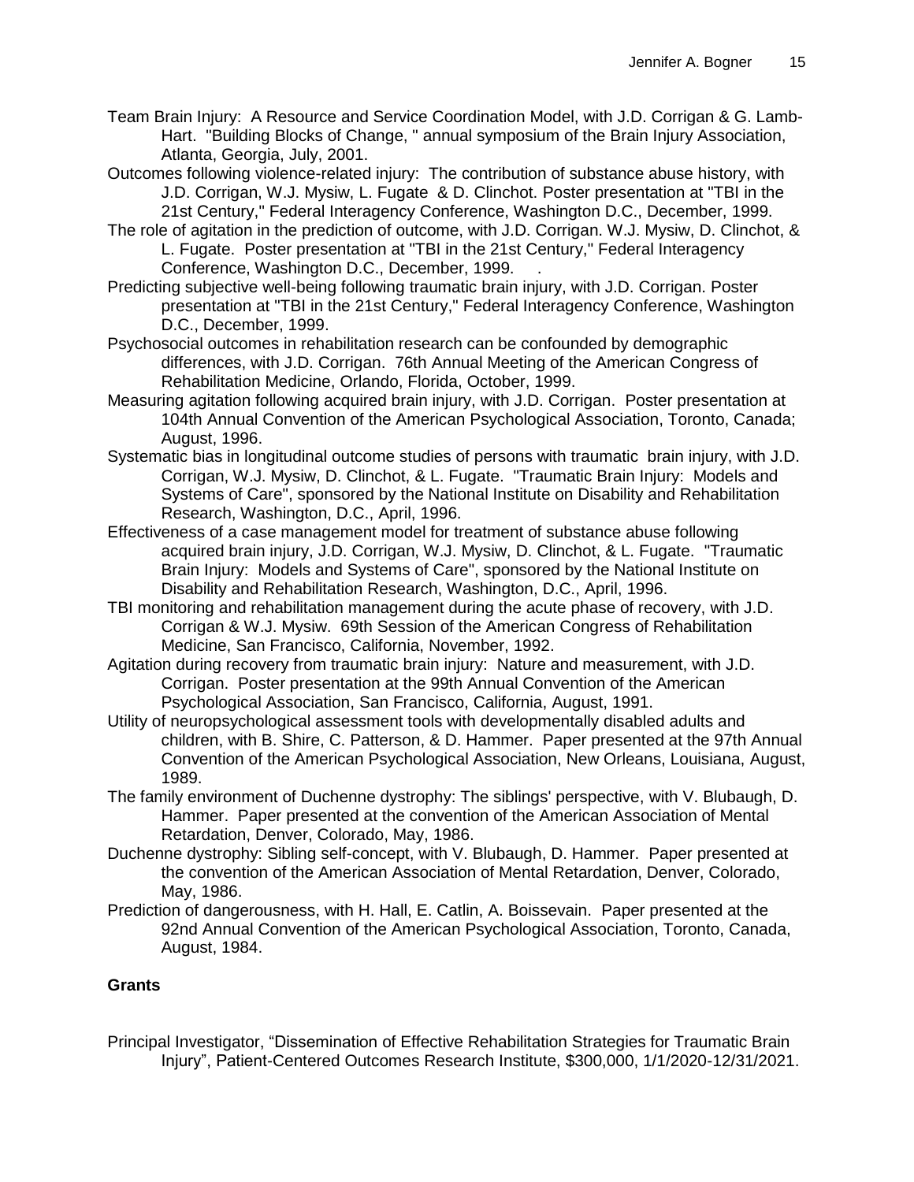Team Brain Injury: A Resource and Service Coordination Model, with J.D. Corrigan & G. Lamb-Hart. "Building Blocks of Change, " annual symposium of the Brain Injury Association, Atlanta, Georgia, July, 2001.

Outcomes following violence-related injury: The contribution of substance abuse history, with J.D. Corrigan, W.J. Mysiw, L. Fugate & D. Clinchot. Poster presentation at "TBI in the 21st Century," Federal Interagency Conference, Washington D.C., December, 1999.

The role of agitation in the prediction of outcome, with J.D. Corrigan. W.J. Mysiw, D. Clinchot, & L. Fugate. Poster presentation at "TBI in the 21st Century," Federal Interagency Conference, Washington D.C., December, 1999. .

Predicting subjective well-being following traumatic brain injury, with J.D. Corrigan. Poster presentation at "TBI in the 21st Century," Federal Interagency Conference, Washington D.C., December, 1999.

Psychosocial outcomes in rehabilitation research can be confounded by demographic differences, with J.D. Corrigan. 76th Annual Meeting of the American Congress of Rehabilitation Medicine, Orlando, Florida, October, 1999.

Measuring agitation following acquired brain injury, with J.D. Corrigan. Poster presentation at 104th Annual Convention of the American Psychological Association, Toronto, Canada; August, 1996.

Systematic bias in longitudinal outcome studies of persons with traumatic brain injury, with J.D. Corrigan, W.J. Mysiw, D. Clinchot, & L. Fugate. "Traumatic Brain Injury: Models and Systems of Care", sponsored by the National Institute on Disability and Rehabilitation Research, Washington, D.C., April, 1996.

Effectiveness of a case management model for treatment of substance abuse following acquired brain injury, J.D. Corrigan, W.J. Mysiw, D. Clinchot, & L. Fugate. "Traumatic Brain Injury: Models and Systems of Care", sponsored by the National Institute on Disability and Rehabilitation Research, Washington, D.C., April, 1996.

TBI monitoring and rehabilitation management during the acute phase of recovery, with J.D. Corrigan & W.J. Mysiw. 69th Session of the American Congress of Rehabilitation Medicine, San Francisco, California, November, 1992.

Agitation during recovery from traumatic brain injury: Nature and measurement, with J.D. Corrigan. Poster presentation at the 99th Annual Convention of the American Psychological Association, San Francisco, California, August, 1991.

Utility of neuropsychological assessment tools with developmentally disabled adults and children, with B. Shire, C. Patterson, & D. Hammer. Paper presented at the 97th Annual Convention of the American Psychological Association, New Orleans, Louisiana, August, 1989.

The family environment of Duchenne dystrophy: The siblings' perspective, with V. Blubaugh, D. Hammer. Paper presented at the convention of the American Association of Mental Retardation, Denver, Colorado, May, 1986.

Duchenne dystrophy: Sibling self-concept, with V. Blubaugh, D. Hammer. Paper presented at the convention of the American Association of Mental Retardation, Denver, Colorado, May, 1986.

Prediction of dangerousness, with H. Hall, E. Catlin, A. Boissevain. Paper presented at the 92nd Annual Convention of the American Psychological Association, Toronto, Canada, August, 1984.

**Grants**

Principal Investigator, "Dissemination of Effective Rehabilitation Strategies for Traumatic Brain Injury", Patient-Centered Outcomes Research Institute, $300,000, 1/1/2020-12/31/2021.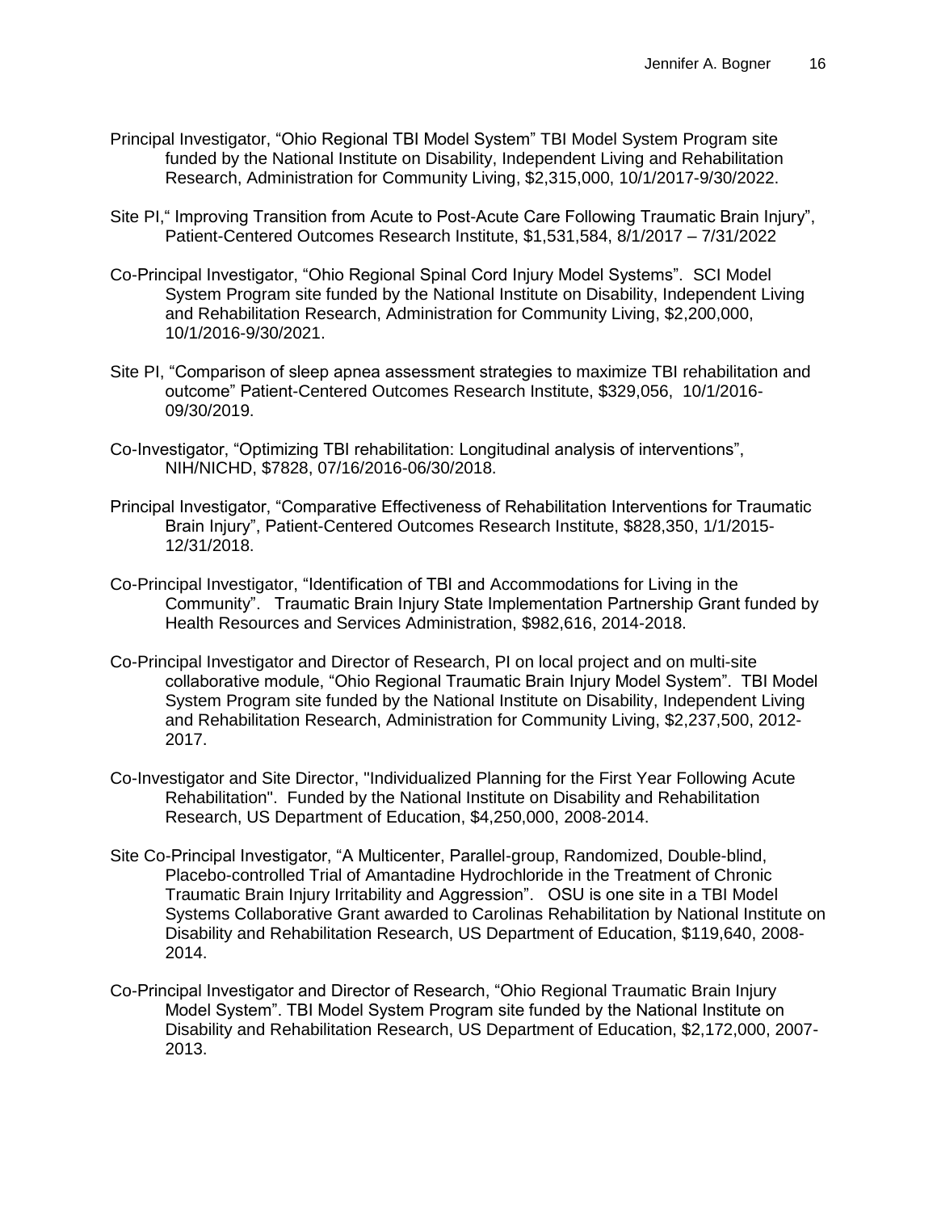Principal Investigator, “Ohio Regional TBI Model System” TBI Model System Program site funded by the National Institute on Disability, Independent Living and Rehabilitation Research, Administration for Community Living, $2,315,000, 10/1/2017-9/30/2022.

Site PI,“ Improving Transition from Acute to Post-Acute Care Following Traumatic Brain Injury”, Patient-Centered Outcomes Research Institute, $1,531,584, 8/1/2017 – 7/31/2022

Co-Principal Investigator, “Ohio Regional Spinal Cord Injury Model Systems”. SCI Model System Program site funded by the National Institute on Disability, Independent Living and Rehabilitation Research, Administration for Community Living, $2,200,000, 10/1/2016-9/30/2021.

Site PI, “Comparison of sleep apnea assessment strategies to maximize TBI rehabilitation and outcome” Patient-Centered Outcomes Research Institute, $329,056, 10/1/2016-09/30/2019.

Co-Investigator, “Optimizing TBI rehabilitation: Longitudinal analysis of interventions”, NIH/NICHD, $7828, 07/16/2016-06/30/2018.

Principal Investigator, “Comparative Effectiveness of Rehabilitation Interventions for Traumatic Brain Injury”, Patient-Centered Outcomes Research Institute, $828,350, 1/1/2015-12/31/2018.

Co-Principal Investigator, “Identification of TBI and Accommodations for Living in the Community”. Traumatic Brain Injury State Implementation Partnership Grant funded by Health Resources and Services Administration, $982,616, 2014-2018.

Co-Principal Investigator and Director of Research, PI on local project and on multi-site collaborative module, “Ohio Regional Traumatic Brain Injury Model System”. TBI Model System Program site funded by the National Institute on Disability, Independent Living and Rehabilitation Research, Administration for Community Living, $2,237,500, 2012-2017.

Co-Investigator and Site Director, "Individualized Planning for the First Year Following Acute Rehabilitation". Funded by the National Institute on Disability and Rehabilitation Research, US Department of Education, $4,250,000, 2008-2014.

Site Co-Principal Investigator, “A Multicenter, Parallel-group, Randomized, Double-blind, Placebo-controlled Trial of Amantadine Hydrochloride in the Treatment of Chronic Traumatic Brain Injury Irritability and Aggression”. OSU is one site in a TBI Model Systems Collaborative Grant awarded to Carolinas Rehabilitation by National Institute on Disability and Rehabilitation Research, US Department of Education, $119,640, 2008-2014.

Co-Principal Investigator and Director of Research, “Ohio Regional Traumatic Brain Injury Model System”. TBI Model System Program site funded by the National Institute on Disability and Rehabilitation Research, US Department of Education, $2,172,000, 2007-2013.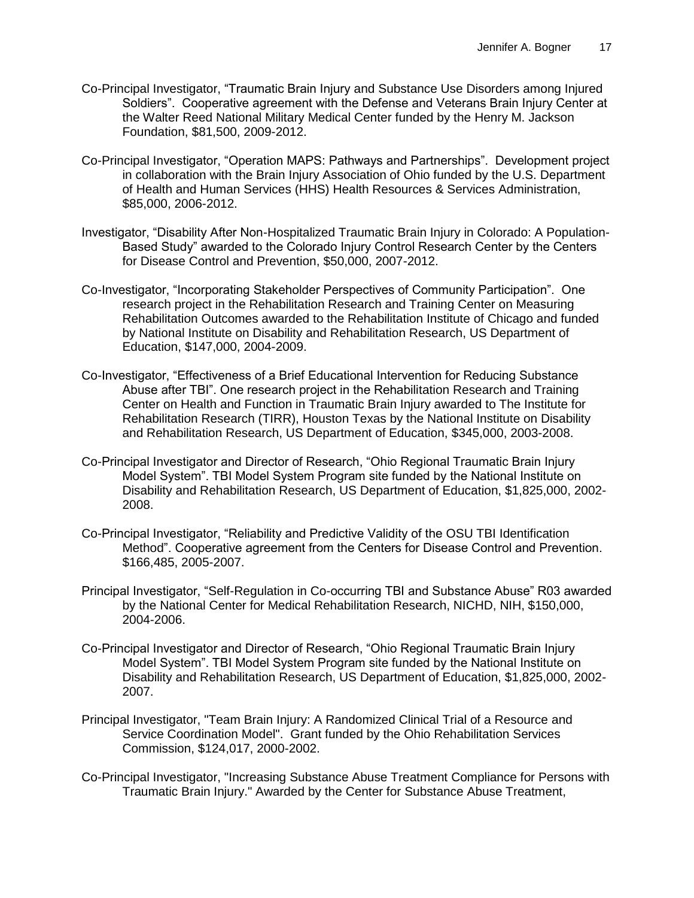Co-Principal Investigator, “Traumatic Brain Injury and Substance Use Disorders among Injured Soldiers”. Cooperative agreement with the Defense and Veterans Brain Injury Center at the Walter Reed National Military Medical Center funded by the Henry M. Jackson Foundation, $81,500, 2009-2012.

Co-Principal Investigator, “Operation MAPS: Pathways and Partnerships”. Development project in collaboration with the Brain Injury Association of Ohio funded by the U.S. Department of Health and Human Services (HHS) Health Resources & Services Administration, $85,000, 2006-2012.

Investigator, “Disability After Non-Hospitalized Traumatic Brain Injury in Colorado: A Population-Based Study” awarded to the Colorado Injury Control Research Center by the Centers for Disease Control and Prevention, $50,000, 2007-2012.

Co-Investigator, “Incorporating Stakeholder Perspectives of Community Participation”. One research project in the Rehabilitation Research and Training Center on Measuring Rehabilitation Outcomes awarded to the Rehabilitation Institute of Chicago and funded by National Institute on Disability and Rehabilitation Research, US Department of Education, $147,000, 2004-2009.

Co-Investigator, “Effectiveness of a Brief Educational Intervention for Reducing Substance Abuse after TBI”. One research project in the Rehabilitation Research and Training Center on Health and Function in Traumatic Brain Injury awarded to The Institute for Rehabilitation Research (TIRR), Houston Texas by the National Institute on Disability and Rehabilitation Research, US Department of Education, $345,000, 2003-2008.

Co-Principal Investigator and Director of Research, “Ohio Regional Traumatic Brain Injury Model System”. TBI Model System Program site funded by the National Institute on Disability and Rehabilitation Research, US Department of Education, $1,825,000, 2002-2008.

Co-Principal Investigator, “Reliability and Predictive Validity of the OSU TBI Identification Method”. Cooperative agreement from the Centers for Disease Control and Prevention. $166,485, 2005-2007.

Principal Investigator, “Self-Regulation in Co-occurring TBI and Substance Abuse” R03 awarded by the National Center for Medical Rehabilitation Research, NICHD, NIH, $150,000, 2004-2006.

Co-Principal Investigator and Director of Research, “Ohio Regional Traumatic Brain Injury Model System”. TBI Model System Program site funded by the National Institute on Disability and Rehabilitation Research, US Department of Education, $1,825,000, 2002-2007.

Principal Investigator, "Team Brain Injury: A Randomized Clinical Trial of a Resource and Service Coordination Model". Grant funded by the Ohio Rehabilitation Services Commission, $124,017, 2000-2002.

Co-Principal Investigator, "Increasing Substance Abuse Treatment Compliance for Persons with Traumatic Brain Injury." Awarded by the Center for Substance Abuse Treatment,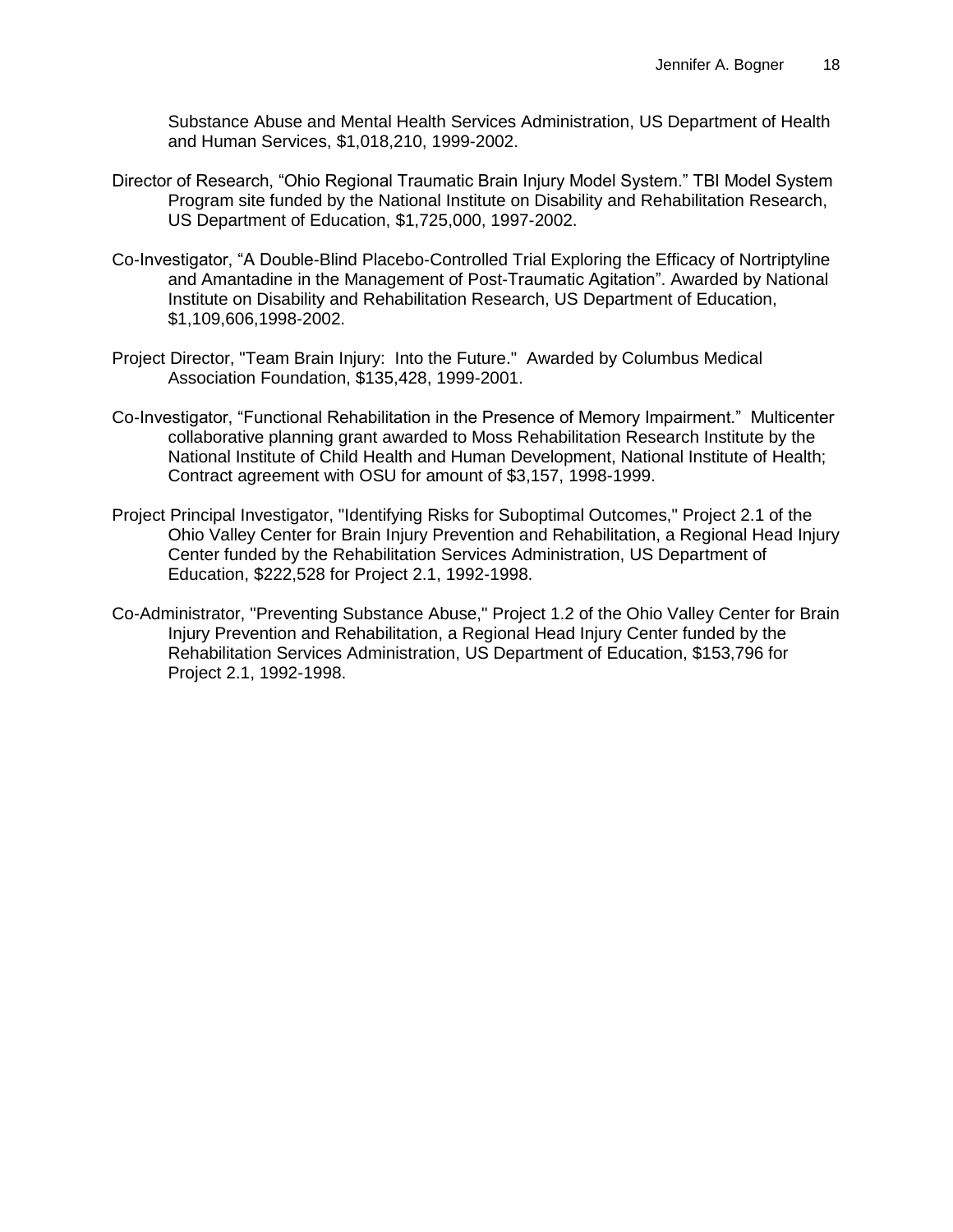Substance Abuse and Mental Health Services Administration, US Department of Health and Human Services, $1,018,210, 1999-2002.

Director of Research, "Ohio Regional Traumatic Brain Injury Model System." TBI Model System Program site funded by the National Institute on Disability and Rehabilitation Research, US Department of Education, $1,725,000, 1997-2002.

Co-Investigator, "A Double-Blind Placebo-Controlled Trial Exploring the Efficacy of Nortriptyline and Amantadine in the Management of Post-Traumatic Agitation". Awarded by National Institute on Disability and Rehabilitation Research, US Department of Education, $1,109,606,1998-2002.

Project Director, "Team Brain Injury: Into the Future." Awarded by Columbus Medical Association Foundation, $135,428, 1999-2001.

Co-Investigator, "Functional Rehabilitation in the Presence of Memory Impairment." Multicenter collaborative planning grant awarded to Moss Rehabilitation Research Institute by the National Institute of Child Health and Human Development, National Institute of Health; Contract agreement with OSU for amount of $3,157, 1998-1999.

Project Principal Investigator, "Identifying Risks for Suboptimal Outcomes," Project 2.1 of the Ohio Valley Center for Brain Injury Prevention and Rehabilitation, a Regional Head Injury Center funded by the Rehabilitation Services Administration, US Department of Education, $222,528 for Project 2.1, 1992-1998.

Co-Administrator, "Preventing Substance Abuse," Project 1.2 of the Ohio Valley Center for Brain Injury Prevention and Rehabilitation, a Regional Head Injury Center funded by the Rehabilitation Services Administration, US Department of Education, $153,796 for Project 2.1, 1992-1998.